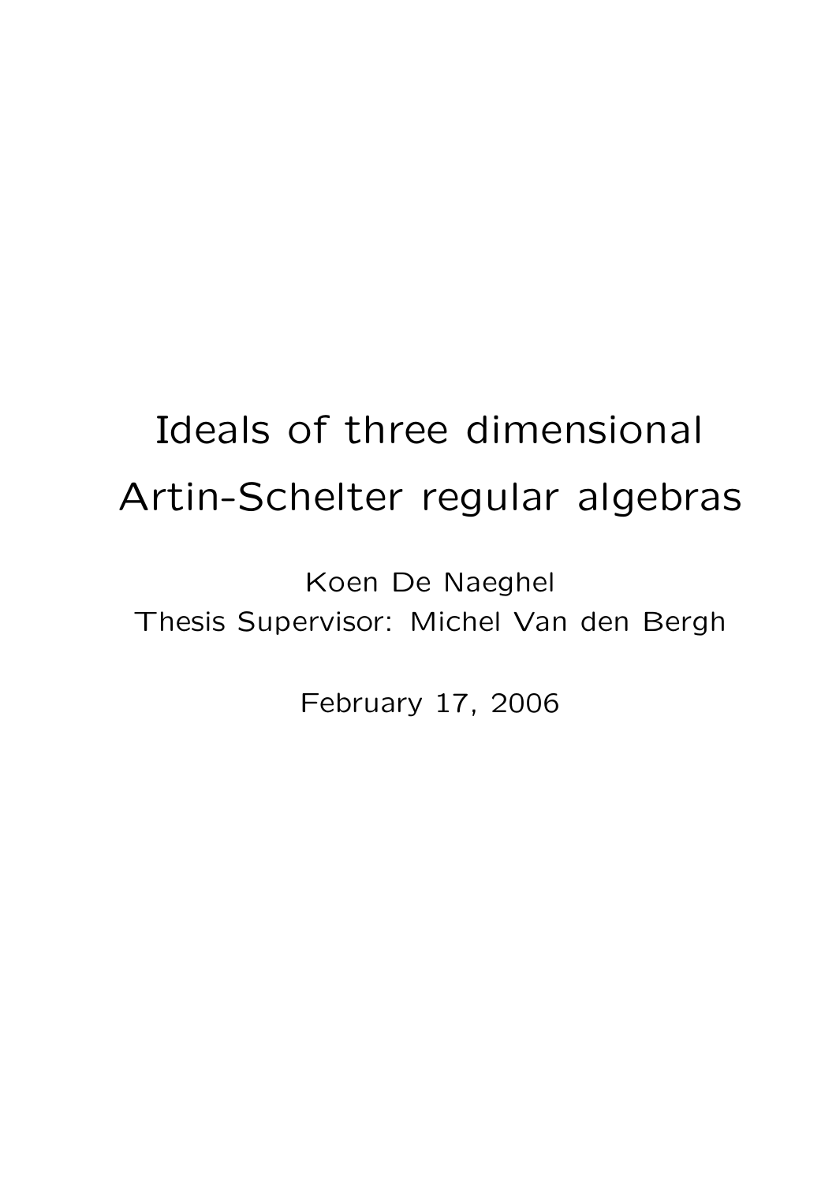# Ideals of three dimensional Artin-Schelter regular algebras

Koen De Naeghel
Thesis Supervisor: Michel Van den Bergh

February 17, 2006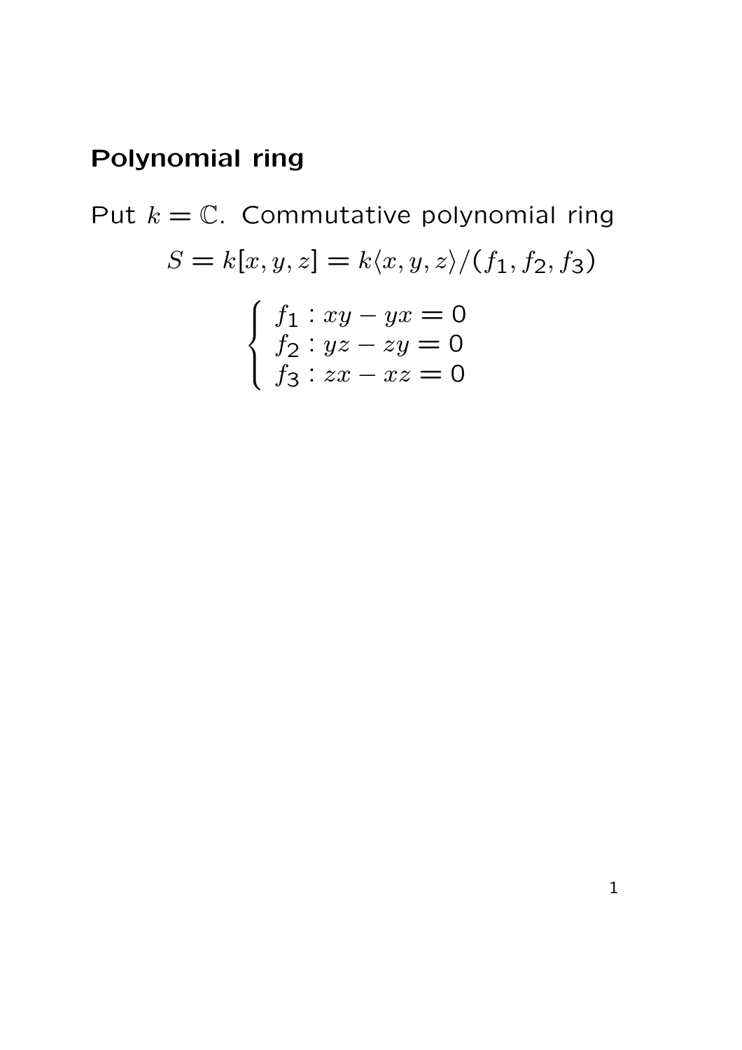## Polynomial ring

Put $k = \mathbb{C}$. Commutative polynomial ring

$$S = k[x, y, z] = k\langle x, y, z\rangle/(f_1, f_2, f_3)$$

$$\begin{cases} f_1 : xy - yx = 0 \\ f_2 : yz - zy = 0 \\ f_3 : zx - xz = 0 \end{cases}$$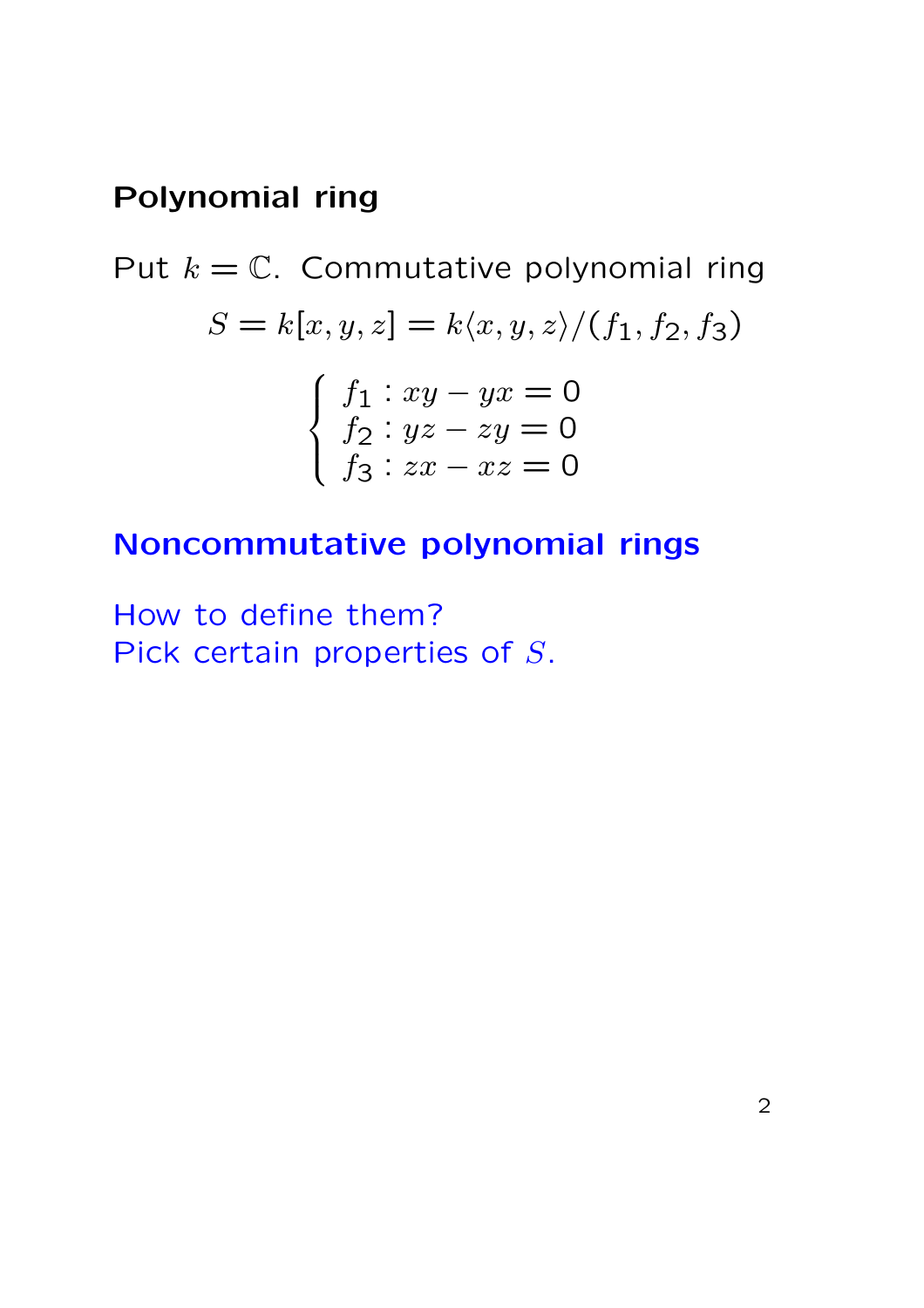## Polynomial ring

Put $k = \mathbb{C}$. Commutative polynomial ring

$$S = k[x, y, z] = k\langle x, y, z\rangle/(f_1, f_2, f_3)$$

$$\begin{cases} f_1 : xy - yx = 0 \\ f_2 : yz - zy = 0 \\ f_3 : zx - xz = 0 \end{cases}$$

## Noncommutative polynomial rings

How to define them?
Pick certain properties of $S$.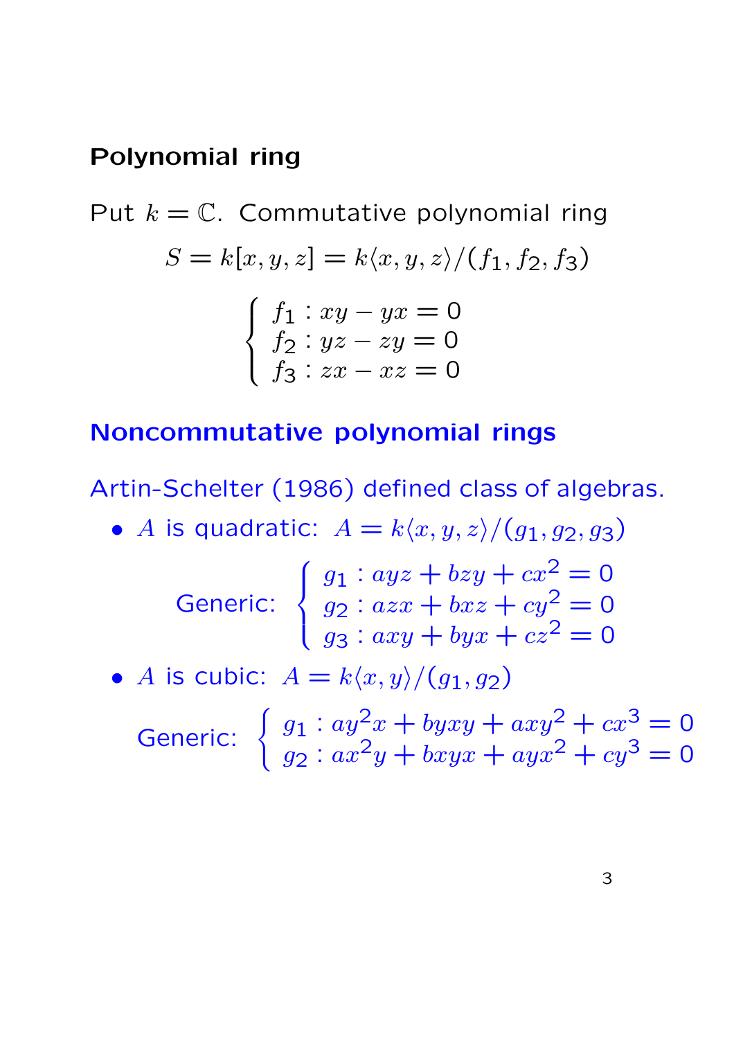## Polynomial ring

Put $k = \mathbb{C}$. Commutative polynomial ring

$$S = k[x, y, z] = k\langle x, y, z\rangle/(f_1, f_2, f_3)$$

$$\begin{cases} f_1 : xy - yx = 0 \\ f_2 : yz - zy = 0 \\ f_3 : zx - xz = 0 \end{cases}$$

## Noncommutative polynomial rings

Artin-Schelter (1986) defined class of algebras.

- $A$ is quadratic: $A = k\langle x, y, z\rangle/(g_1, g_2, g_3)$

  Generic: $$\begin{cases} g_1 : ayz + bzy + cx^2 = 0 \\ g_2 : azx + bxz + cy^2 = 0 \\ g_3 : axy + byx + cz^2 = 0 \end{cases}$$

- $A$ is cubic: $A = k\langle x, y\rangle/(g_1, g_2)$

  Generic: $$\begin{cases} g_1 : ay^2x + byxy + axy^2 + cx^3 = 0 \\ g_2 : ax^2y + bxyx + ayx^2 + cy^3 = 0 \end{cases}$$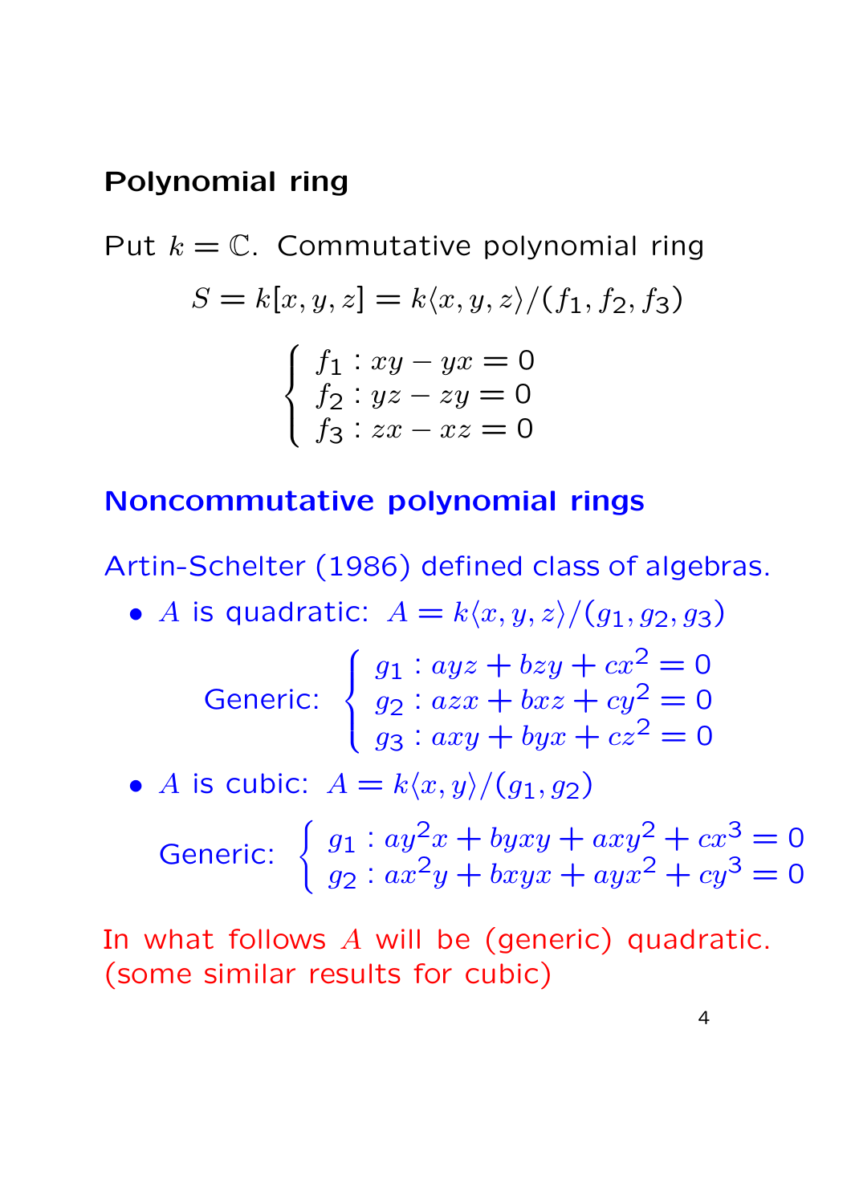## Polynomial ring

Put $k = \mathbb{C}$. Commutative polynomial ring

$$S = k[x, y, z] = k\langle x, y, z\rangle/(f_1, f_2, f_3)$$

$$\begin{cases} f_1 : xy - yx = 0 \\ f_2 : yz - zy = 0 \\ f_3 : zx - xz = 0 \end{cases}$$

## Noncommutative polynomial rings

Artin-Schelter (1986) defined class of algebras.

- $A$ is quadratic: $A = k\langle x, y, z\rangle/(g_1, g_2, g_3)$

  Generic: $$\begin{cases} g_1 : ayz + bzy + cx^2 = 0 \\ g_2 : azx + bxz + cy^2 = 0 \\ g_3 : axy + byx + cz^2 = 0 \end{cases}$$

- $A$ is cubic: $A = k\langle x, y\rangle/(g_1, g_2)$

  Generic: $$\begin{cases} g_1 : ay^2x + byxy + axy^2 + cx^3 = 0 \\ g_2 : ax^2y + bxyx + ayx^2 + cy^3 = 0 \end{cases}$$

In what follows $A$ will be (generic) quadratic. (some similar results for cubic)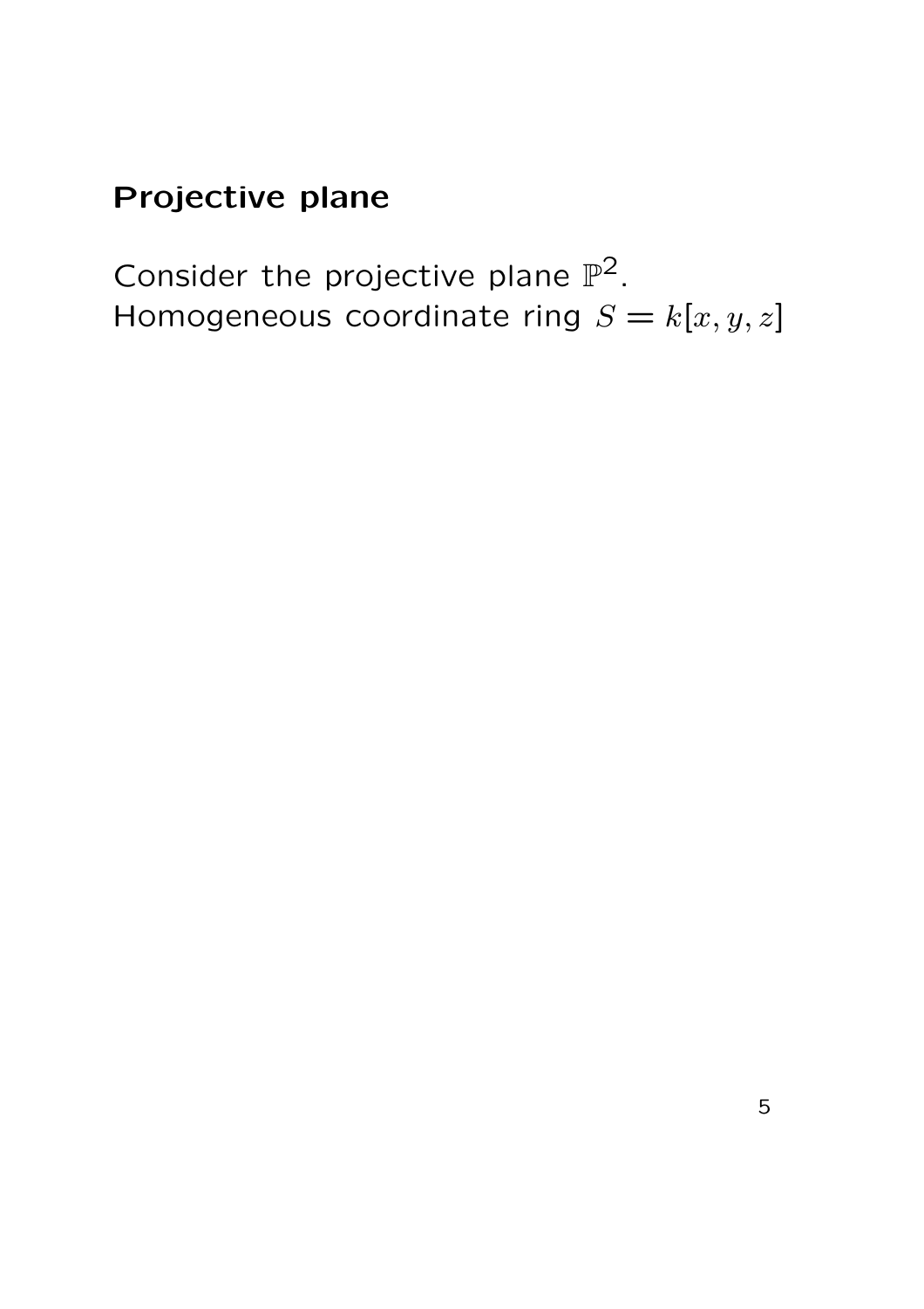## Projective plane

Consider the projective plane $\mathbb{P}^2$.
Homogeneous coordinate ring $S = k[x, y, z]$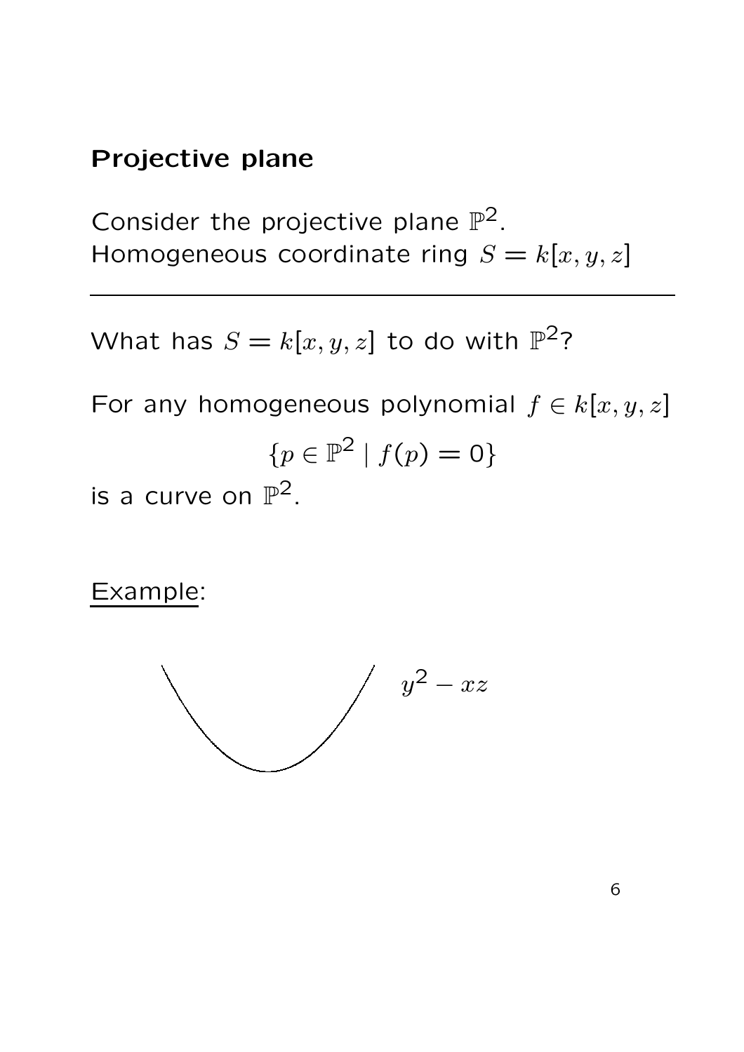## Projective plane

Consider the projective plane $\mathbb{P}^2$.
Homogeneous coordinate ring $S = k[x, y, z]$

---

What has $S = k[x, y, z]$ to do with $\mathbb{P}^2$?

For any homogeneous polynomial $f \in k[x, y, z]$

$$\{p \in \mathbb{P}^2 \mid f(p) = 0\}$$

is a curve on $\mathbb{P}^2$.

Example:

$y^2 - xz$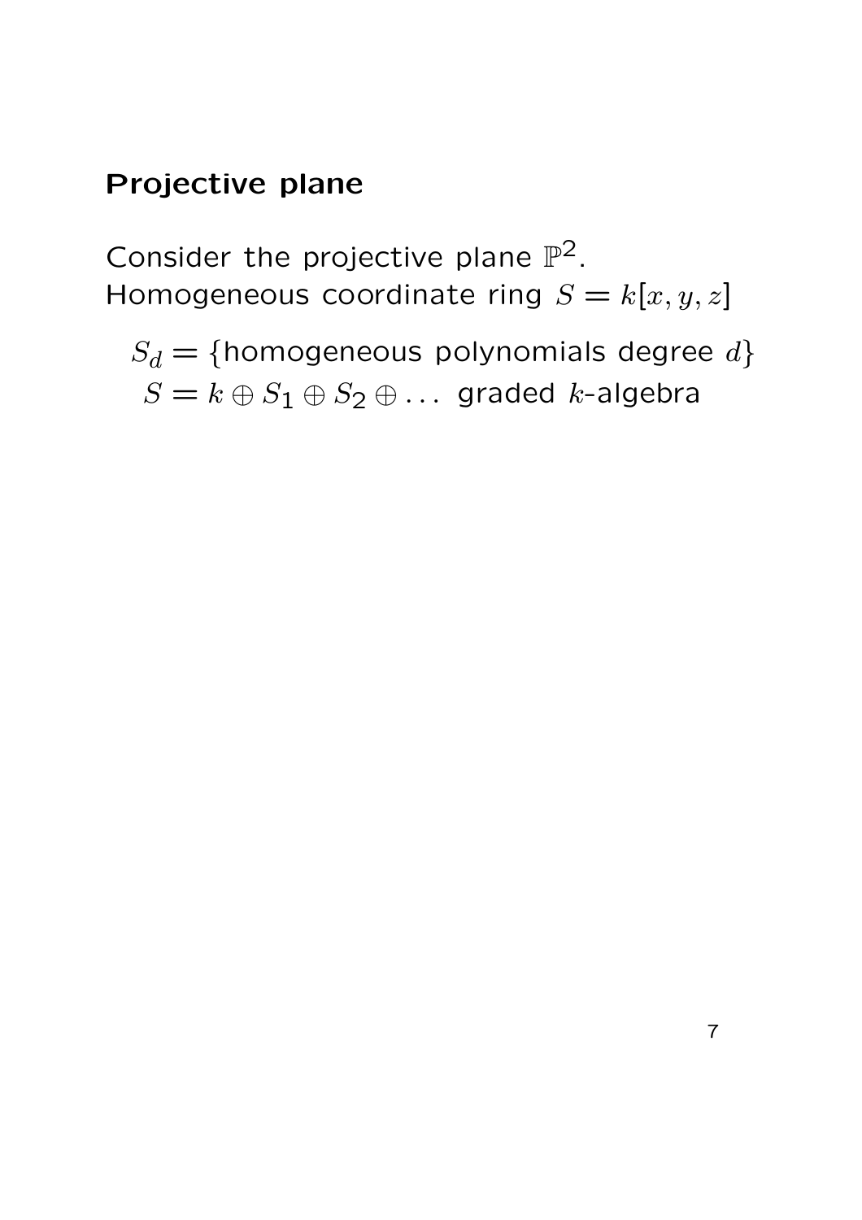## Projective plane

Consider the projective plane $\mathbb{P}^2$.
Homogeneous coordinate ring $S = k[x, y, z]$

$S_d = \{$homogeneous polynomials degree $d\}$
$S = k \oplus S_1 \oplus S_2 \oplus \dots$ graded $k$-algebra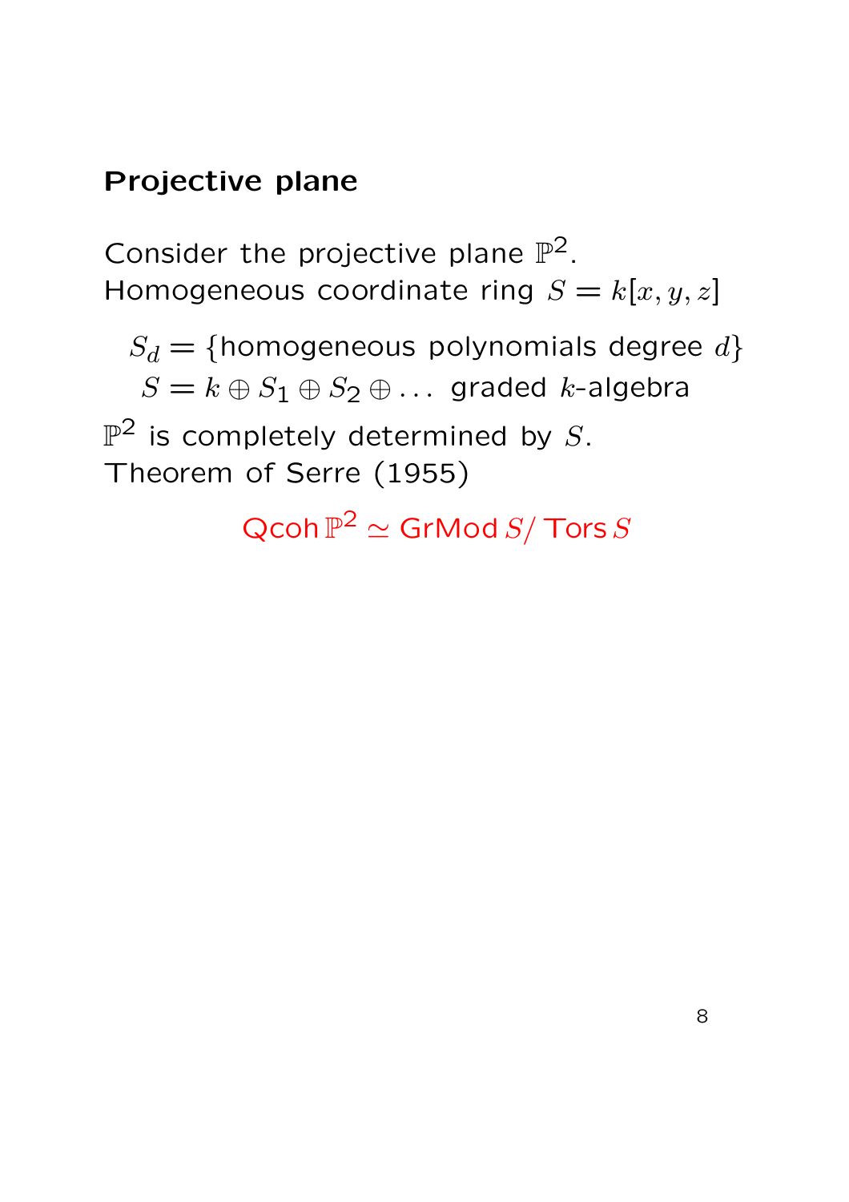## Projective plane

Consider the projective plane $\mathbb{P}^2$.
Homogeneous coordinate ring $S = k[x, y, z]$

$$S_d = \{\text{homogeneous polynomials degree } d\}$$
$$S = k \oplus S_1 \oplus S_2 \oplus \ldots \text{ graded } k\text{-algebra}$$

$\mathbb{P}^2$ is completely determined by $S$.
Theorem of Serre (1955)

$$\operatorname{Qcoh} \mathbb{P}^2 \simeq \operatorname{GrMod} S / \operatorname{Tors} S$$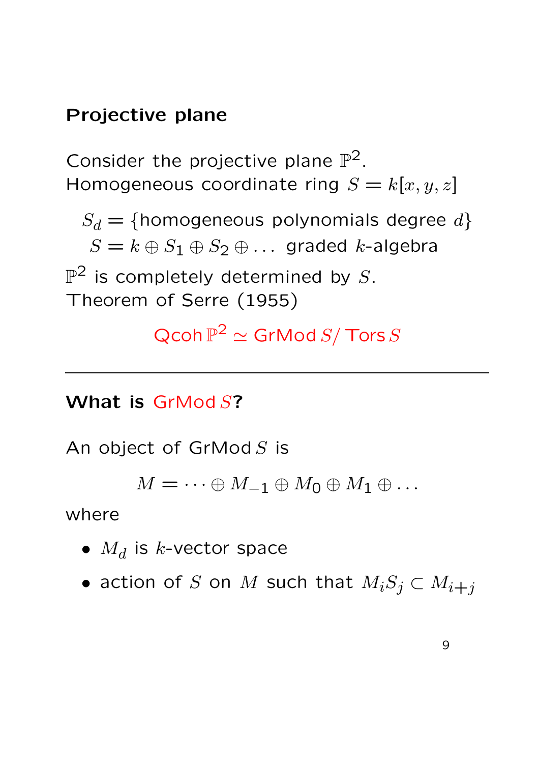## Projective plane

Consider the projective plane $\mathbb{P}^2$.
Homogeneous coordinate ring $S = k[x, y, z]$

$$S_d = \{\text{homogeneous polynomials degree } d\}$$
$$S = k \oplus S_1 \oplus S_2 \oplus \ldots \text{ graded } k\text{-algebra}$$

$\mathbb{P}^2$ is completely determined by $S$.
Theorem of Serre (1955)

$$\operatorname{Qcoh} \mathbb{P}^2 \simeq \operatorname{GrMod} S / \operatorname{Tors} S$$

---

## What is $\operatorname{GrMod} S$?

An object of $\operatorname{GrMod} S$ is

$$M = \cdots \oplus M_{-1} \oplus M_0 \oplus M_1 \oplus \ldots$$

where

- $M_d$ is $k$-vector space
- action of $S$ on $M$ such that $M_i S_j \subset M_{i+j}$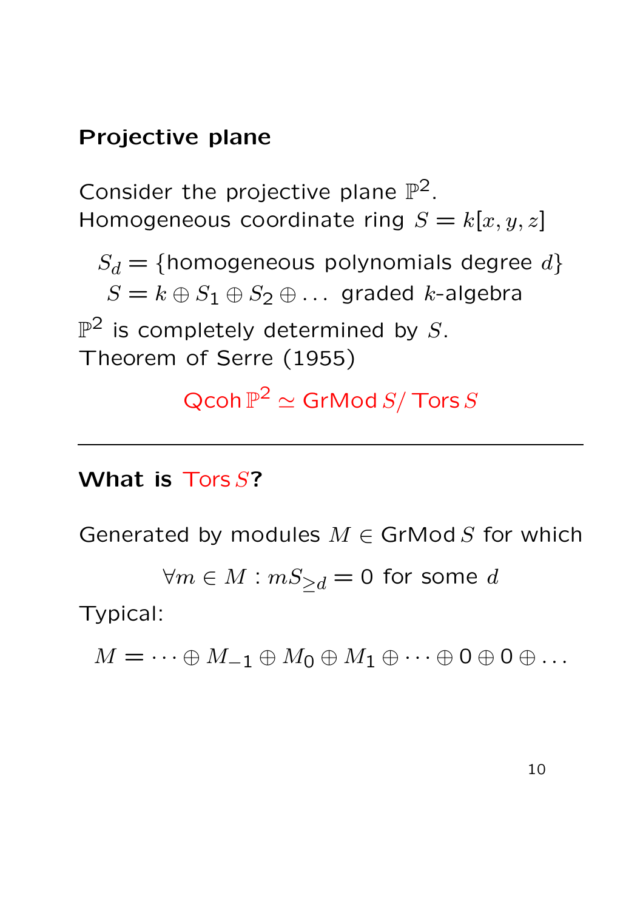## Projective plane

Consider the projective plane $\mathbb{P}^2$.
Homogeneous coordinate ring $S = k[x, y, z]$

$$S_d = \{\text{homogeneous polynomials degree } d\}$$
$$S = k \oplus S_1 \oplus S_2 \oplus \ldots \text{ graded } k\text{-algebra}$$

$\mathbb{P}^2$ is completely determined by $S$.
Theorem of Serre (1955)

$$\operatorname{Qcoh} \mathbb{P}^2 \simeq \operatorname{GrMod} S / \operatorname{Tors} S$$

---

## What is $\operatorname{Tors} S$?

Generated by modules $M \in \operatorname{GrMod} S$ for which

$$\forall m \in M : mS_{\geq d} = 0 \text{ for some } d$$

Typical:

$$M = \cdots \oplus M_{-1} \oplus M_0 \oplus M_1 \oplus \cdots \oplus 0 \oplus 0 \oplus \ldots$$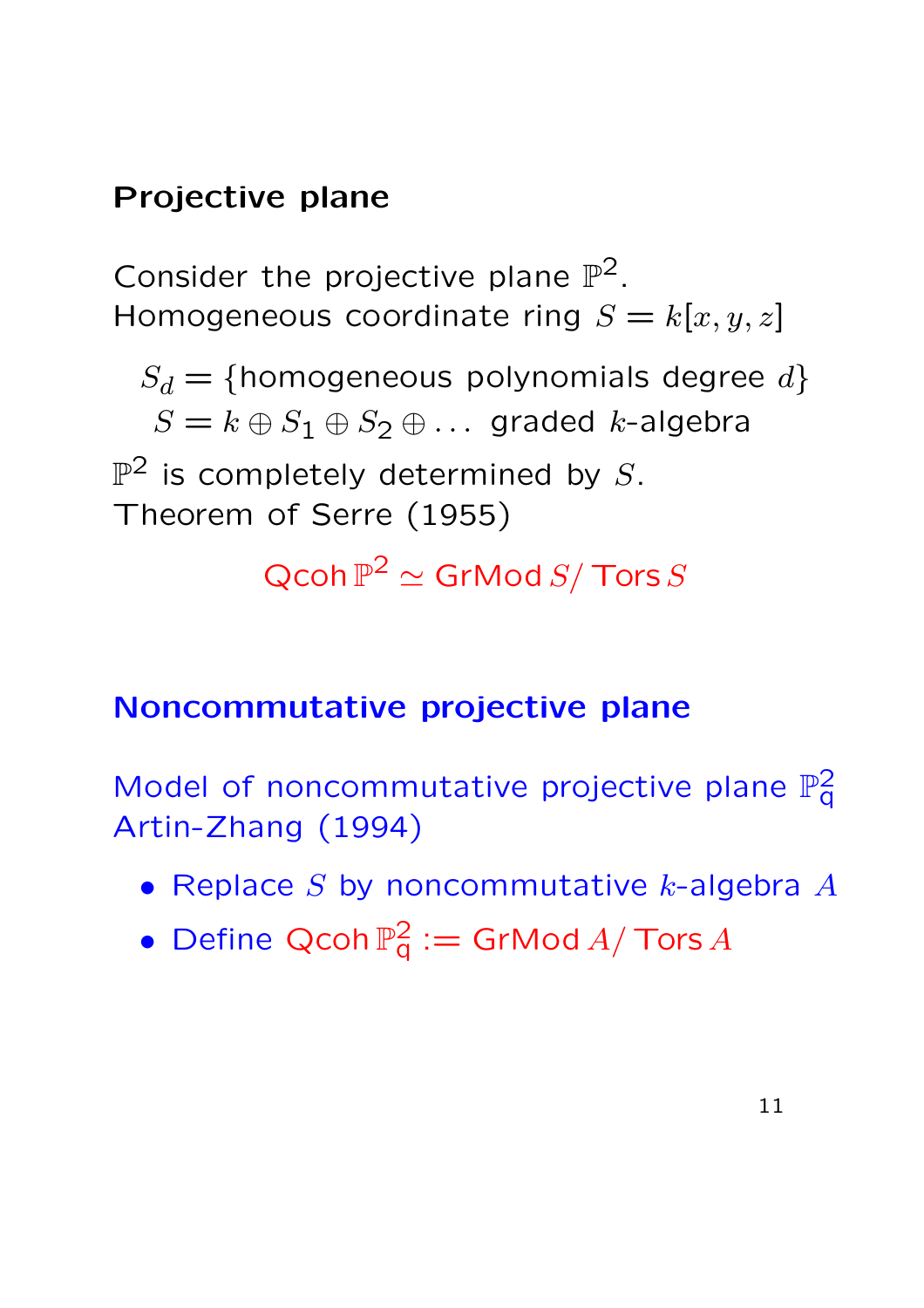## Projective plane

Consider the projective plane $\mathbb{P}^2$.
Homogeneous coordinate ring $S = k[x, y, z]$

$$S_d = \{\text{homogeneous polynomials degree } d\}$$
$$S = k \oplus S_1 \oplus S_2 \oplus \ldots \text{ graded } k\text{-algebra}$$

$\mathbb{P}^2$ is completely determined by $S$.
Theorem of Serre (1955)

$$\operatorname{Qcoh} \mathbb{P}^2 \simeq \operatorname{GrMod} S / \operatorname{Tors} S$$

## Noncommutative projective plane

Model of noncommutative projective plane $\mathbb{P}^2_{\mathsf{q}}$
Artin-Zhang (1994)

- Replace $S$ by noncommutative $k$-algebra $A$
- Define $\operatorname{Qcoh} \mathbb{P}^2_{\mathsf{q}} := \operatorname{GrMod} A / \operatorname{Tors} A$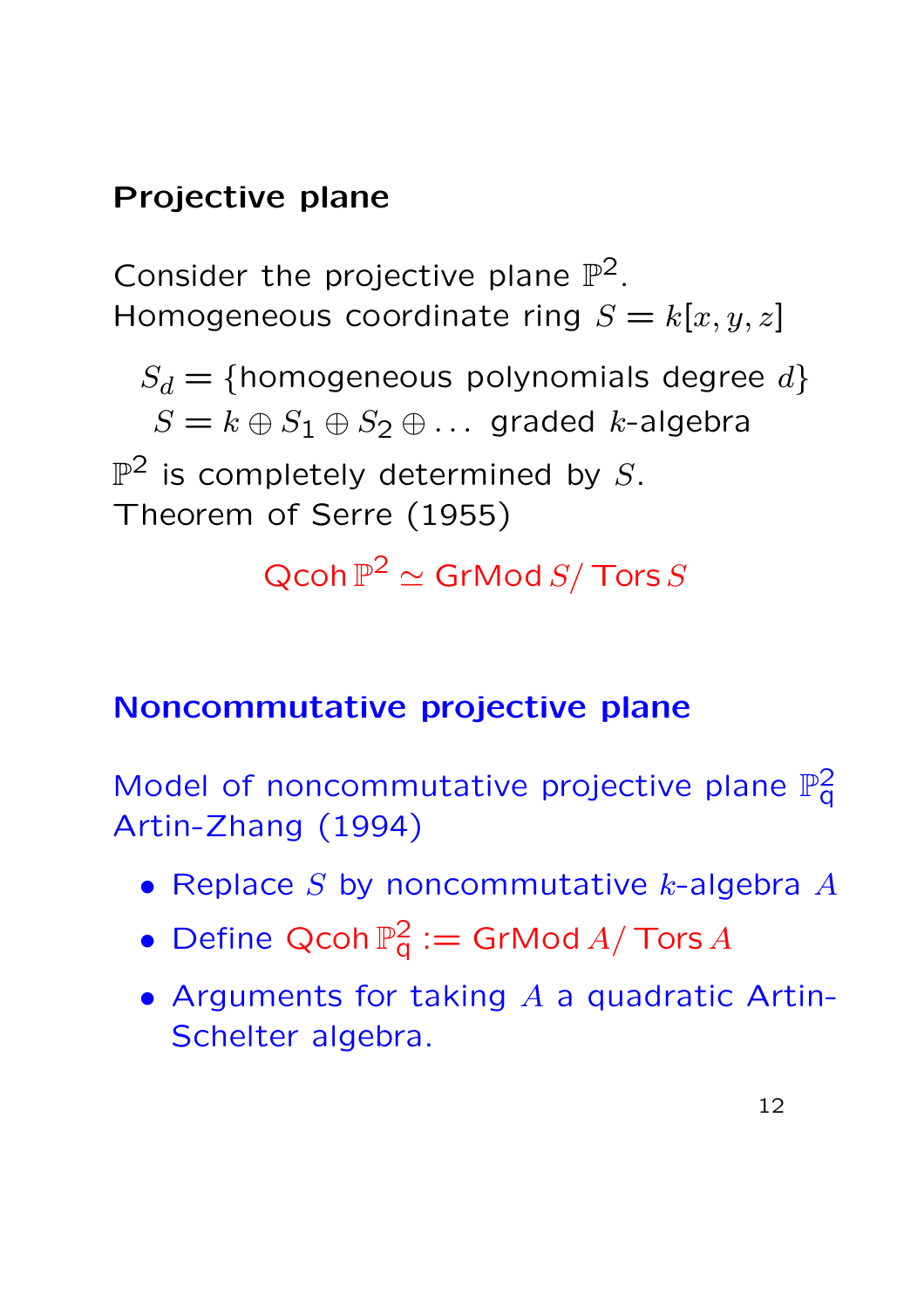## Projective plane

Consider the projective plane $\mathbb{P}^2$.
Homogeneous coordinate ring $S = k[x, y, z]$

$$S_d = \{\text{homogeneous polynomials degree } d\}$$
$$S = k \oplus S_1 \oplus S_2 \oplus \ldots \text{ graded } k\text{-algebra}$$

$\mathbb{P}^2$ is completely determined by $S$.
Theorem of Serre (1955)

$$\mathrm{Qcoh}\,\mathbb{P}^2 \simeq \mathrm{GrMod}\,S/\,\mathrm{Tors}\,S$$

## Noncommutative projective plane

Model of noncommutative projective plane $\mathbb{P}^2_{\mathsf{q}}$
Artin-Zhang (1994)

- Replace $S$ by noncommutative $k$-algebra $A$
- Define $\mathrm{Qcoh}\,\mathbb{P}^2_{\mathsf{q}} := \mathrm{GrMod}\,A/\,\mathrm{Tors}\,A$
- Arguments for taking $A$ a quadratic Artin-Schelter algebra.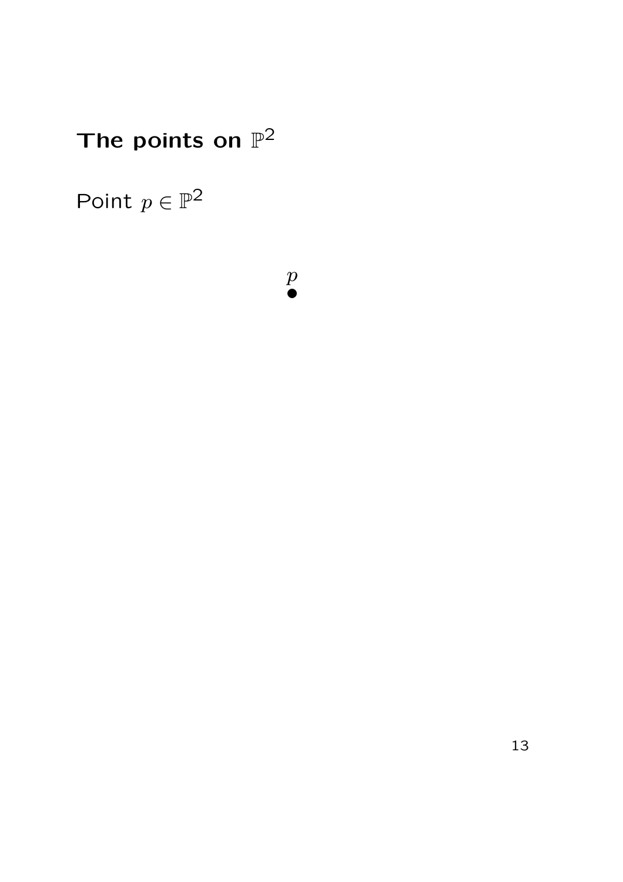## The points on $\mathbb{P}^2$

Point $p \in \mathbb{P}^2$

$p$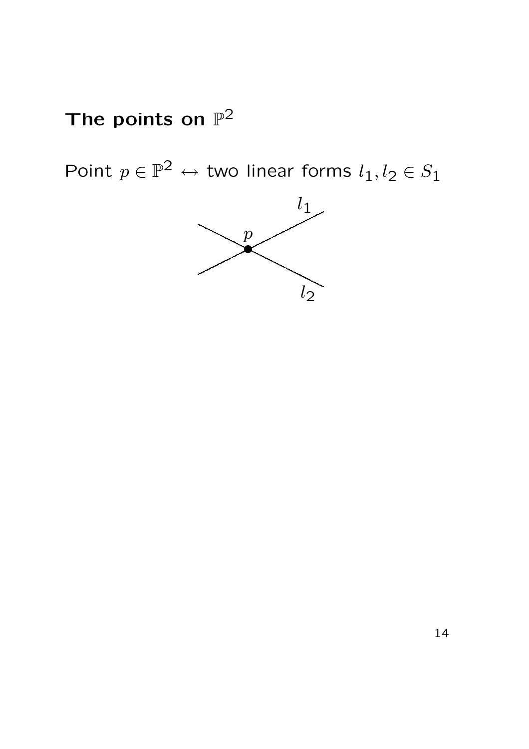# The points on $\mathbb{P}^2$

Point $p \in \mathbb{P}^2 \leftrightarrow$ two linear forms $l_1, l_2 \in S_1$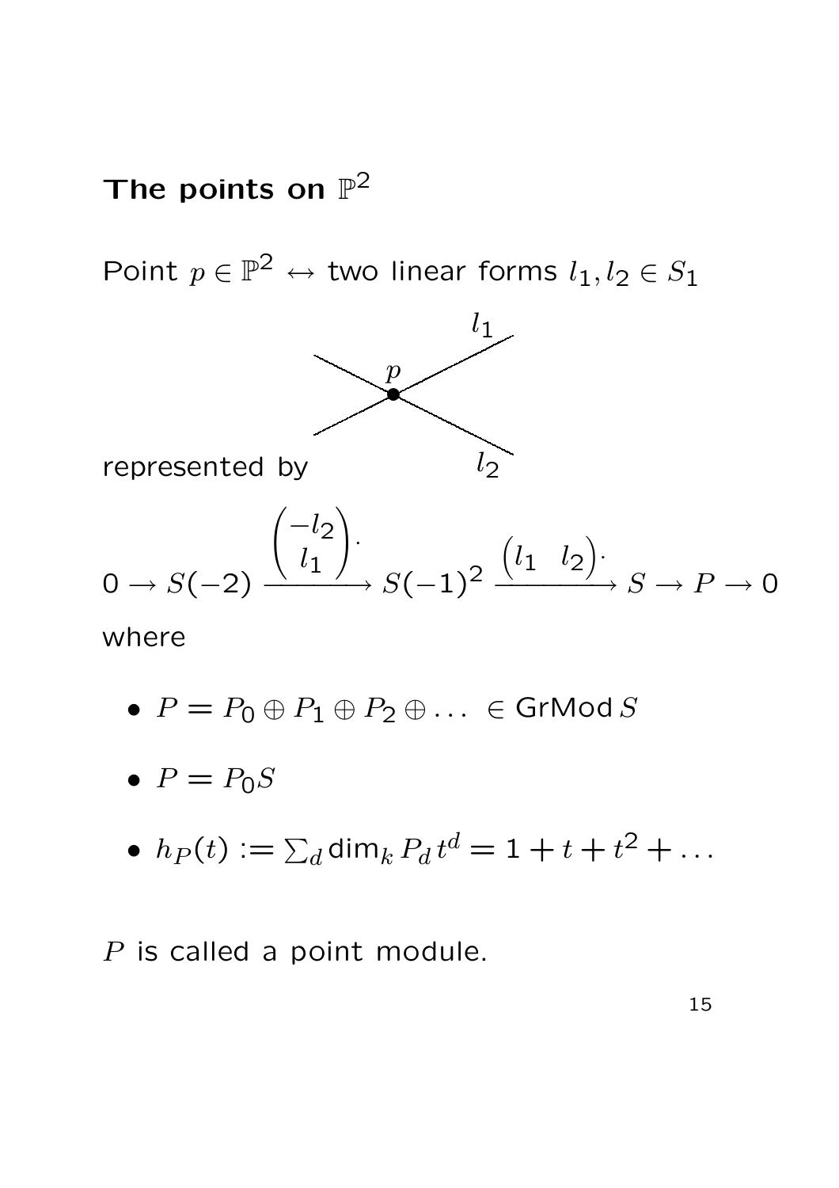# The points on $\mathbb{P}^2$

Point $p \in \mathbb{P}^2 \leftrightarrow$ two linear forms $l_1, l_2 \in S_1$

represented by

$$0 \to S(-2) \xrightarrow{\begin{pmatrix} -l_2 \\ l_1 \end{pmatrix} \cdot} S(-1)^2 \xrightarrow{\begin{pmatrix} l_1 & l_2 \end{pmatrix} \cdot} S \to P \to 0$$

where

- $P = P_0 \oplus P_1 \oplus P_2 \oplus \ldots \in \mathsf{GrMod}\, S$
- $P = P_0 S$
- $h_P(t) := \sum_d \dim_k P_d \, t^d = 1 + t + t^2 + \ldots$

$P$ is called a point module.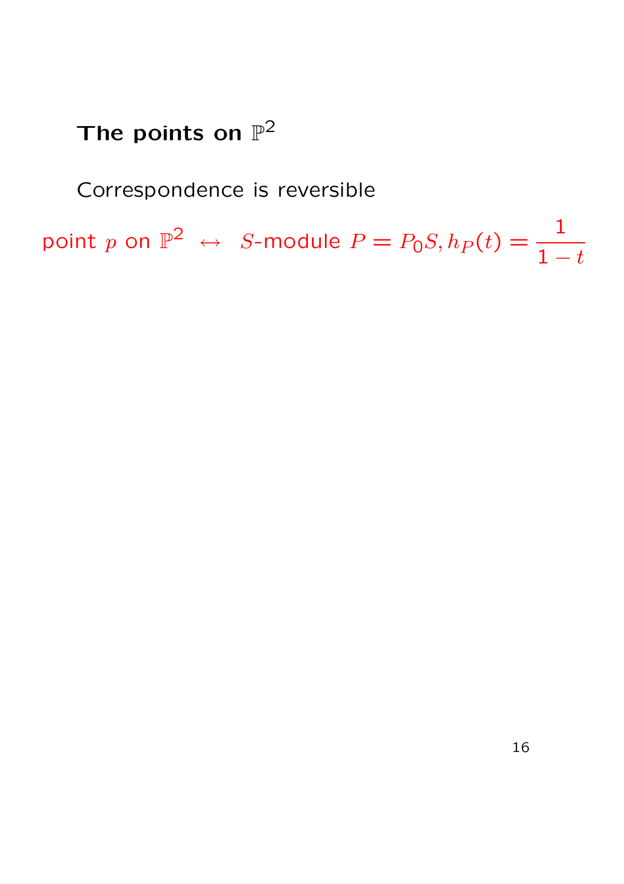## The points on $\mathbb{P}^2$

Correspondence is reversible

point $p$ on $\mathbb{P}^2$ $\leftrightarrow$ $S$-module $P = P_0 S, h_P(t) = \dfrac{1}{1-t}$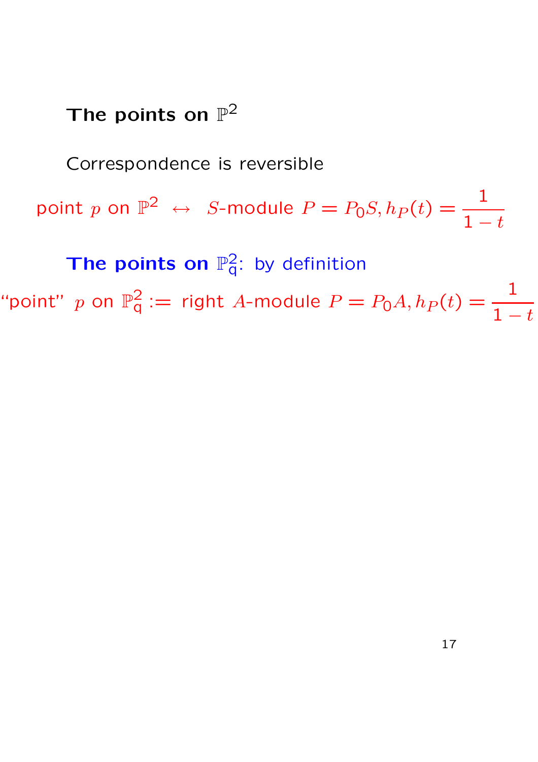**The points on $\mathbb{P}^2$**

Correspondence is reversible

point $p$ on $\mathbb{P}^2$ $\leftrightarrow$ $S$-module $P = P_0 S, h_P(t) = \dfrac{1}{1-t}$

**The points on $\mathbb{P}^2_{\mathsf{q}}$:** by definition

"point" $p$ on $\mathbb{P}^2_{\mathsf{q}}$ := right $A$-module $P = P_0 A, h_P(t) = \dfrac{1}{1-t}$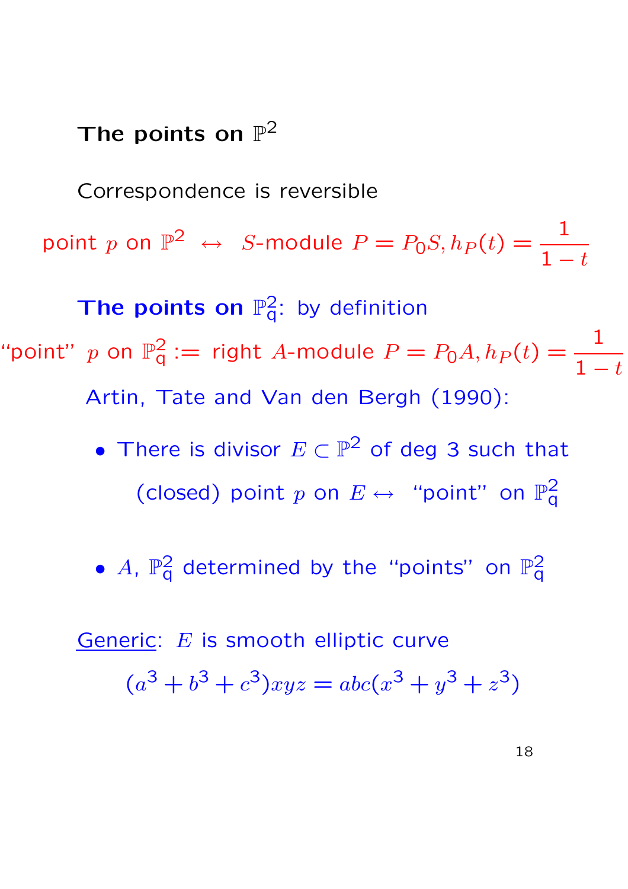## The points on $\mathbb{P}^2$

Correspondence is reversible

$$\text{point } p \text{ on } \mathbb{P}^2 \leftrightarrow S\text{-module } P = P_0 S, h_P(t) = \frac{1}{1-t}$$

**The points on $\mathbb{P}^2_{\mathsf{q}}$**: by definition

$$\text{“point” } p \text{ on } \mathbb{P}^2_{\mathsf{q}} := \text{right } A\text{-module } P = P_0 A, h_P(t) = \frac{1}{1-t}$$

Artin, Tate and Van den Bergh (1990):

- There is divisor $E \subset \mathbb{P}^2$ of deg 3 such that

  (closed) point $p$ on $E \leftrightarrow$ “point” on $\mathbb{P}^2_{\mathsf{q}}$

- $A$, $\mathbb{P}^2_{\mathsf{q}}$ determined by the “points” on $\mathbb{P}^2_{\mathsf{q}}$

<u>Generic</u>: $E$ is smooth elliptic curve

$$(a^3 + b^3 + c^3)xyz = abc(x^3 + y^3 + z^3)$$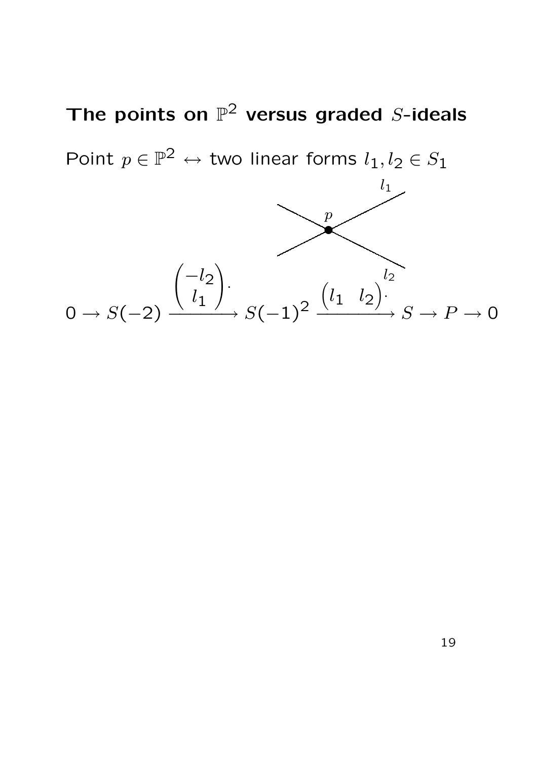# The points on $\mathbb{P}^2$ versus graded $S$-ideals

Point $p \in \mathbb{P}^2 \leftrightarrow$ two linear forms $l_1, l_2 \in S_1$

$$0 \to S(-2) \xrightarrow{\begin{pmatrix} -l_2 \\ l_1 \end{pmatrix} \cdot} S(-1)^2 \xrightarrow{\begin{pmatrix} l_1 & l_2 \end{pmatrix} \cdot} S \to P \to 0$$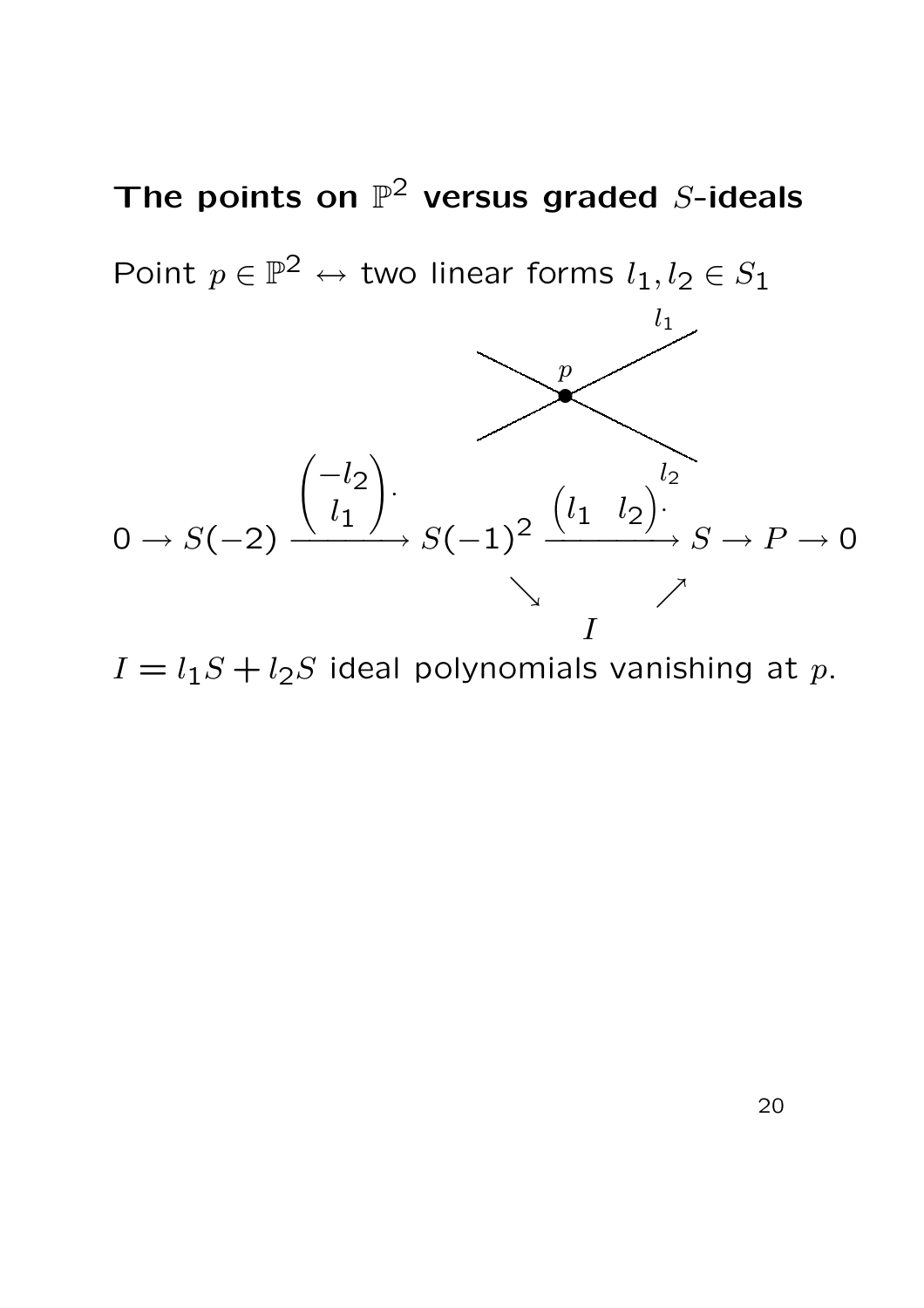# The points on $\mathbb{P}^2$ versus graded $S$-ideals

Point $p \in \mathbb{P}^2 \leftrightarrow$ two linear forms $l_1, l_2 \in S_1$

$$0 \to S(-2) \xrightarrow{\begin{pmatrix} -l_2 \\ l_1 \end{pmatrix} \cdot} S(-1)^2 \xrightarrow{\begin{pmatrix} l_1 & l_2 \end{pmatrix} \cdot} S \to P \to 0$$

$$S(-1)^2 \searrow I \nearrow S$$

$I = l_1 S + l_2 S$ ideal polynomials vanishing at $p$.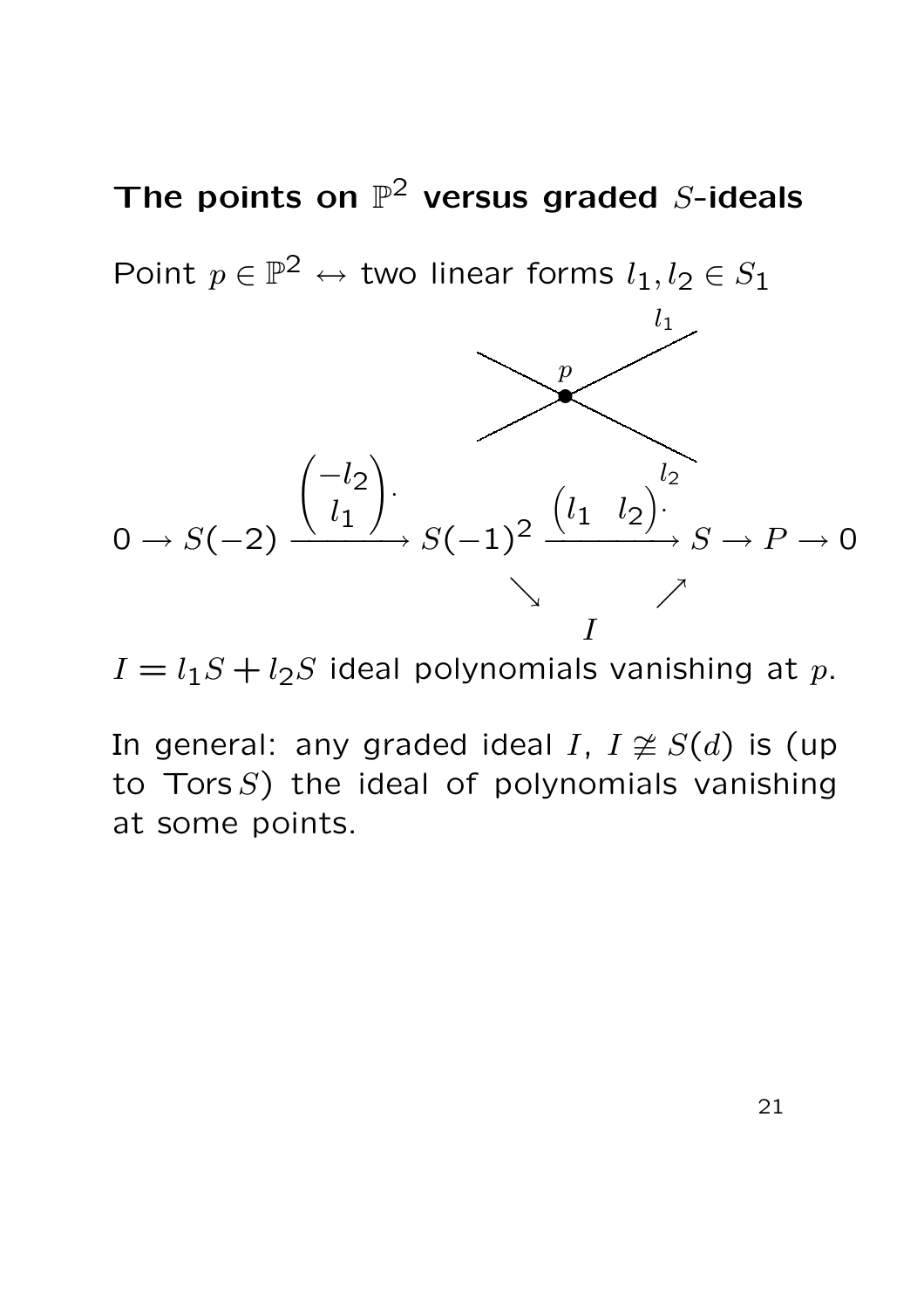## The points on $\mathbb{P}^2$ versus graded $S$-ideals

Point $p \in \mathbb{P}^2 \leftrightarrow$ two linear forms $l_1, l_2 \in S_1$

$$0 \to S(-2) \xrightarrow{\begin{pmatrix} -l_2 \\ l_1 \end{pmatrix}\cdot} S(-1)^2 \xrightarrow{\begin{pmatrix} l_1 & l_2 \end{pmatrix}\cdot} S \to P \to 0$$

$$S(-1)^2 \searrow I \nearrow S$$

$I = l_1 S + l_2 S$ ideal polynomials vanishing at $p$.

In general: any graded ideal $I$, $I \not\cong S(d)$ is (up to $\operatorname{Tors} S$) the ideal of polynomials vanishing at some points.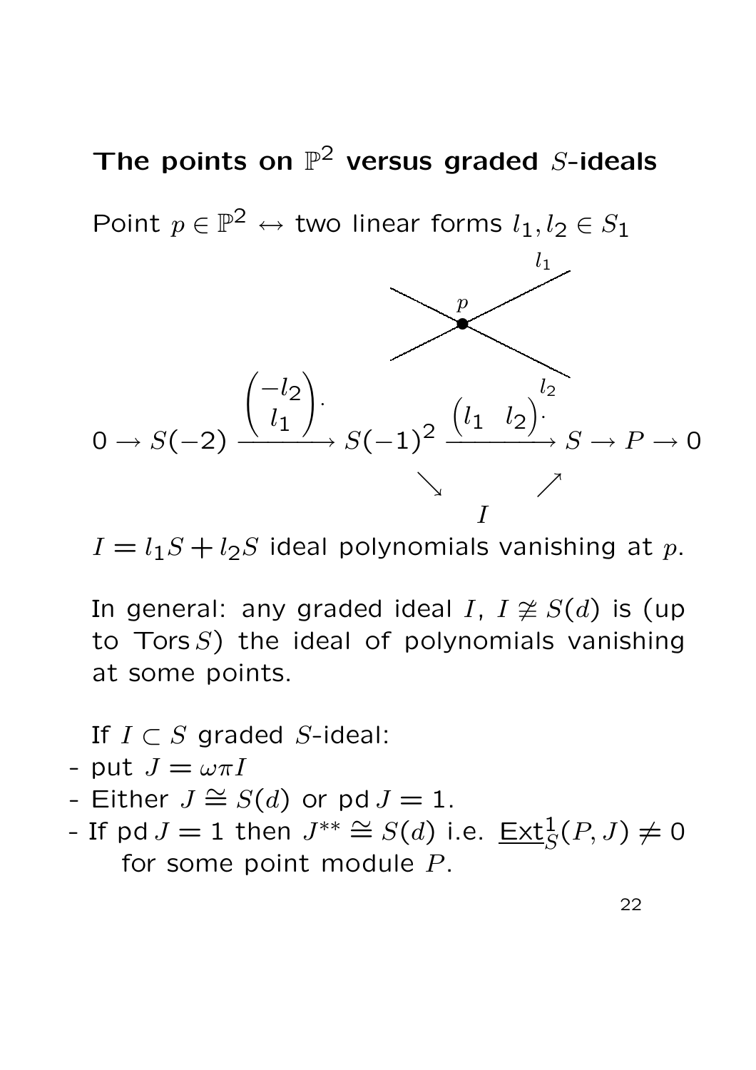## The points on $\mathbb{P}^2$ versus graded $S$-ideals

Point $p \in \mathbb{P}^2 \leftrightarrow$ two linear forms $l_1, l_2 \in S_1$

$$0 \to S(-2) \xrightarrow{\begin{pmatrix} -l_2 \\ l_1 \end{pmatrix} \cdot} S(-1)^2 \xrightarrow{\begin{pmatrix} l_1 & l_2 \end{pmatrix} \cdot} S \to P \to 0$$

$I = l_1 S + l_2 S$ ideal polynomials vanishing at $p$.

In general: any graded ideal $I$, $I \ncong S(d)$ is (up to $\operatorname{Tors} S$) the ideal of polynomials vanishing at some points.

If $I \subset S$ graded $S$-ideal:

- put $J = \omega\pi I$
- Either $J \cong S(d)$ or $\operatorname{pd} J = 1$.
- If $\operatorname{pd} J = 1$ then $J^{**} \cong S(d)$ i.e. $\underline{\operatorname{Ext}}^1_S(P, J) \neq 0$ for some point module $P$.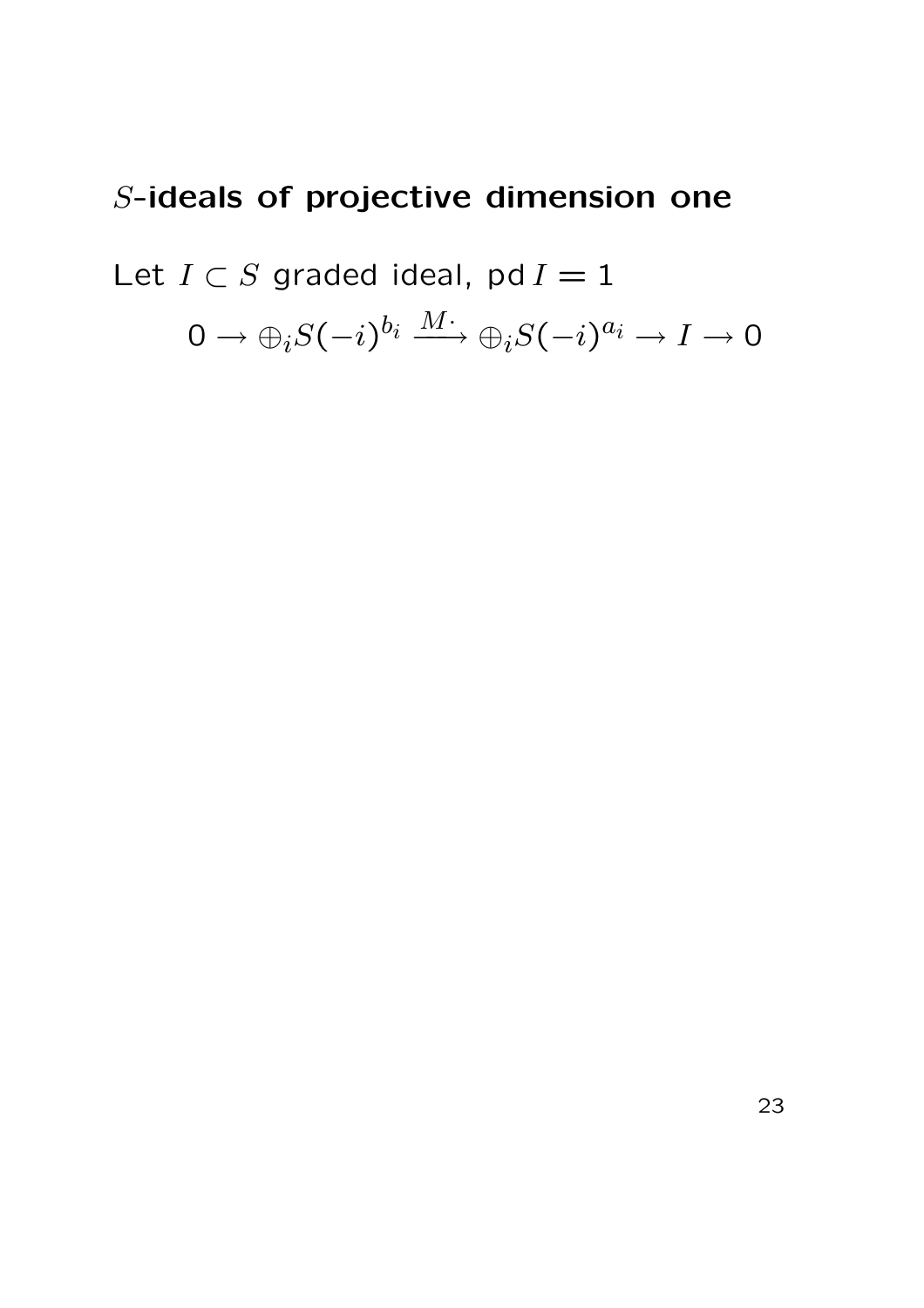## $S$-ideals of projective dimension one

Let $I \subset S$ graded ideal, $\operatorname{pd} I = 1$

$$0 \to \oplus_i S(-i)^{b_i} \xrightarrow{M\cdot} \oplus_i S(-i)^{a_i} \to I \to 0$$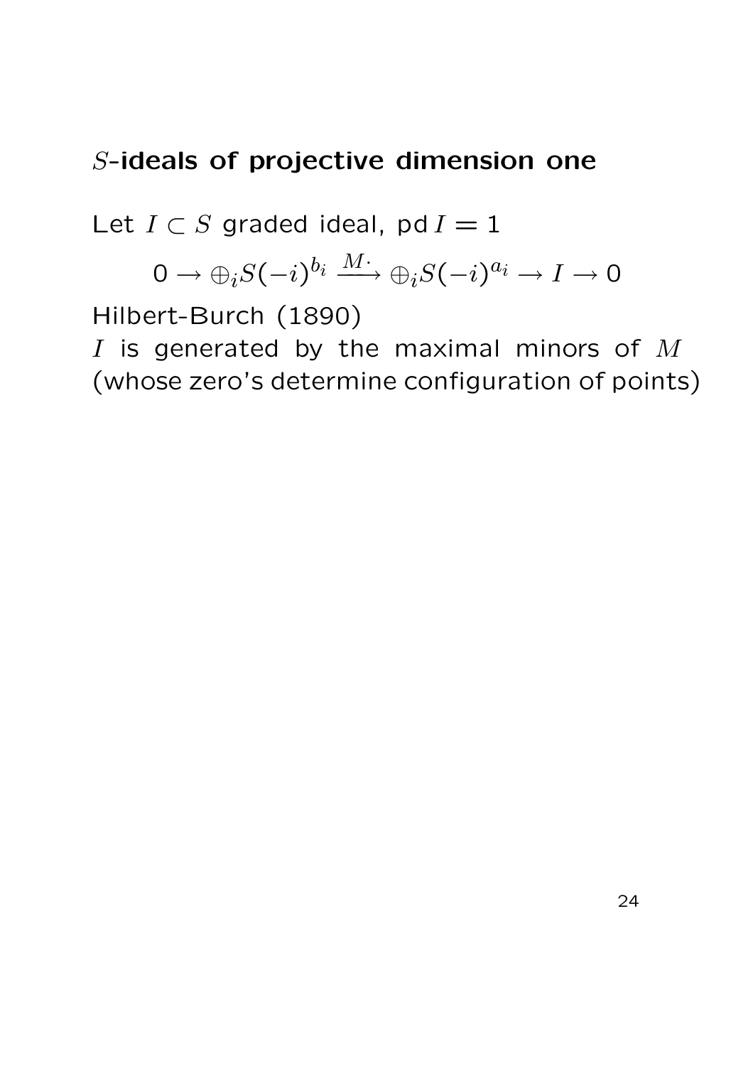## $S$-ideals of projective dimension one

Let $I \subset S$ graded ideal, $\operatorname{pd} I = 1$

$$0 \to \oplus_i S(-i)^{b_i} \xrightarrow{M\cdot} \oplus_i S(-i)^{a_i} \to I \to 0$$

Hilbert-Burch (1890)

$I$ is generated by the maximal minors of $M$ (whose zero's determine configuration of points)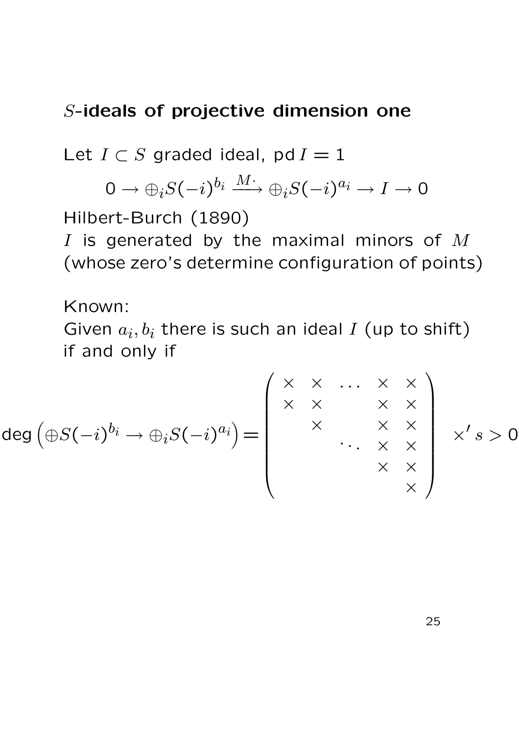## $S$-ideals of projective dimension one

Let $I \subset S$ graded ideal, $\operatorname{pd} I = 1$

$$0 \to \oplus_i S(-i)^{b_i} \xrightarrow{M\cdot} \oplus_i S(-i)^{a_i} \to I \to 0$$

Hilbert-Burch (1890)
$I$ is generated by the maximal minors of $M$ (whose zero's determine configuration of points)

Known:
Given $a_i, b_i$ there is such an ideal $I$ (up to shift) if and only if

$$\deg\left(\oplus S(-i)^{b_i} \to \oplus_i S(-i)^{a_i}\right) = \begin{pmatrix} \times & \times & \dots & \times & \times \\ \times & \times & & \times & \times \\ & \times & & \times & \times \\ & & \ddots & \times & \times \\ & & & \times & \times \\ & & & & \times \end{pmatrix} \quad \times' s > 0$$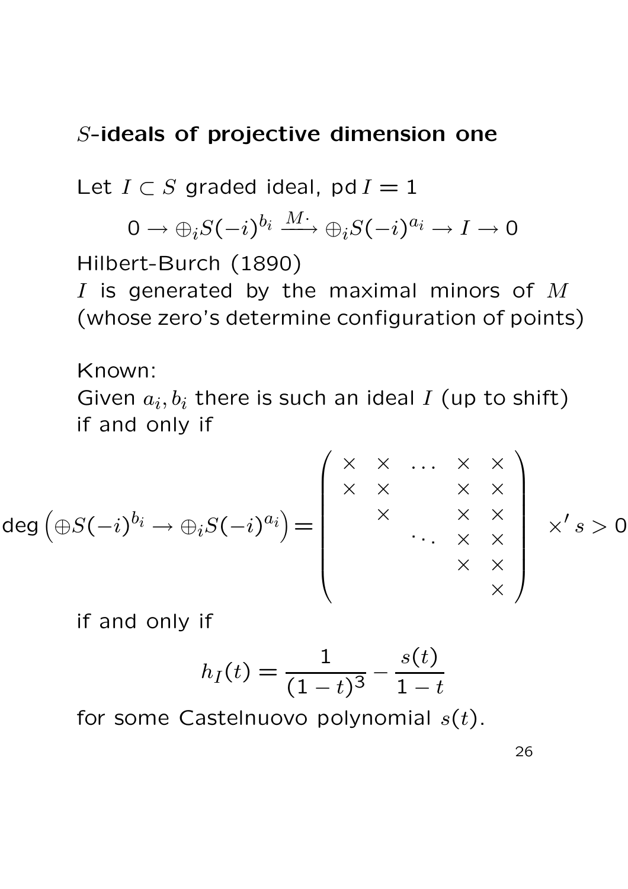## $S$-ideals of projective dimension one

Let $I \subset S$ graded ideal, $\operatorname{pd} I = 1$

$$0 \to \oplus_i S(-i)^{b_i} \xrightarrow{M\cdot} \oplus_i S(-i)^{a_i} \to I \to 0$$

Hilbert-Burch (1890)

$I$ is generated by the maximal minors of $M$ (whose zero's determine configuration of points)

Known:

Given $a_i, b_i$ there is such an ideal $I$ (up to shift) if and only if

$$\deg\left(\oplus S(-i)^{b_i} \to \oplus_i S(-i)^{a_i}\right) = \begin{pmatrix} \times & \times & \dots & \times & \times \\ \times & \times & & \times & \times \\ & \times & & \times & \times \\ & & \ddots & \times & \times \\ & & & \times & \times \\ & & & & \times \end{pmatrix} \quad \times' s > 0$$

if and only if

$$h_I(t) = \frac{1}{(1-t)^3} - \frac{s(t)}{1-t}$$

for some Castelnuovo polynomial $s(t)$.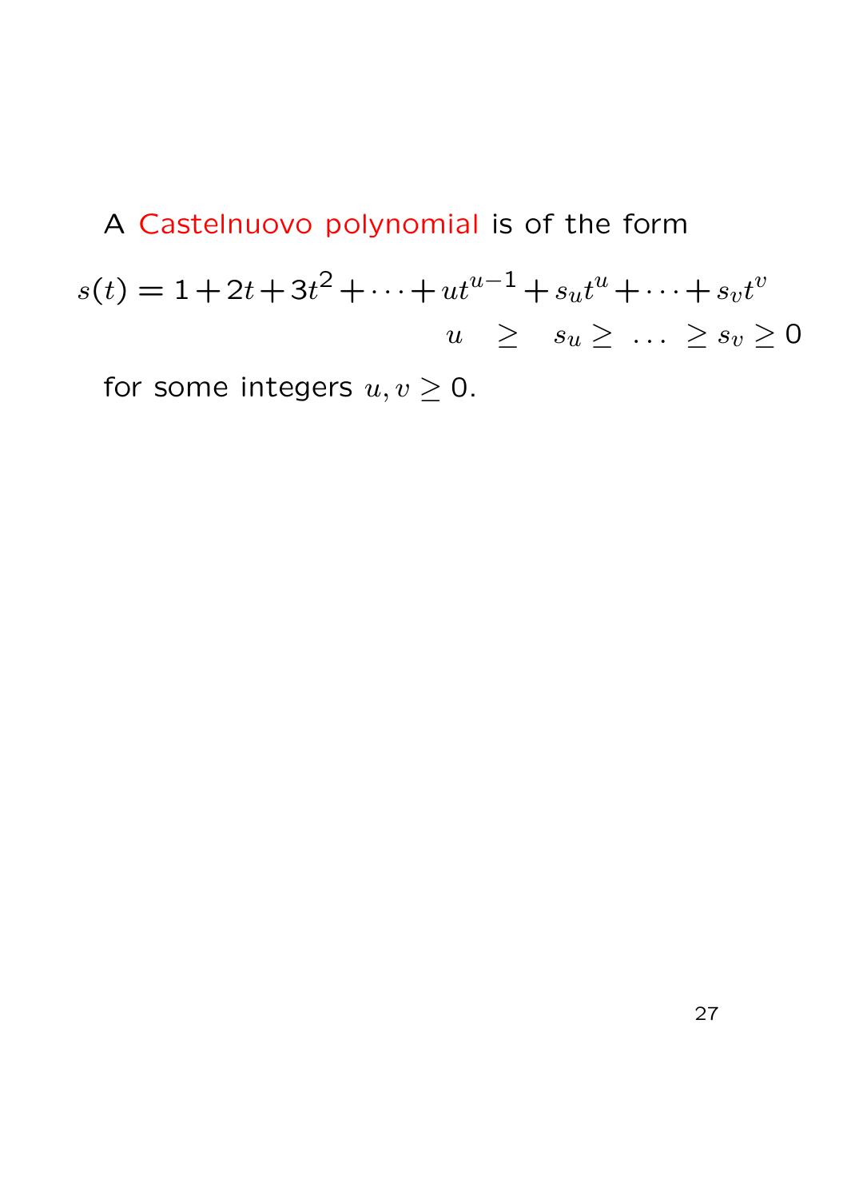A Castelnuovo polynomial is of the form

$$s(t) = 1 + 2t + 3t^2 + \cdots + ut^{u-1} + s_u t^u + \cdots + s_v t^v$$

$$u \quad \geq \quad s_u \geq \ \ldots \ \geq s_v \geq 0$$

for some integers $u, v \geq 0$.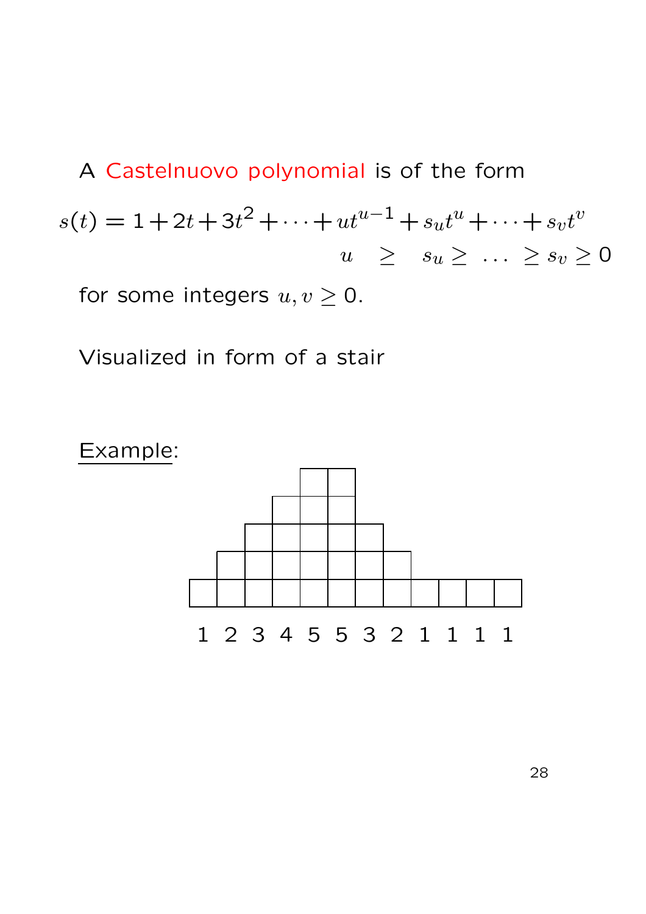A Castelnuovo polynomial is of the form

$$s(t) = 1 + 2t + 3t^2 + \cdots + ut^{u-1} + s_u t^u + \cdots + s_v t^v$$
$$u \geq s_u \geq \ldots \geq s_v \geq 0$$

for some integers $u, v \geq 0$.

Visualized in form of a stair

Example:

1 2 3 4 5 5 3 2 1 1 1 1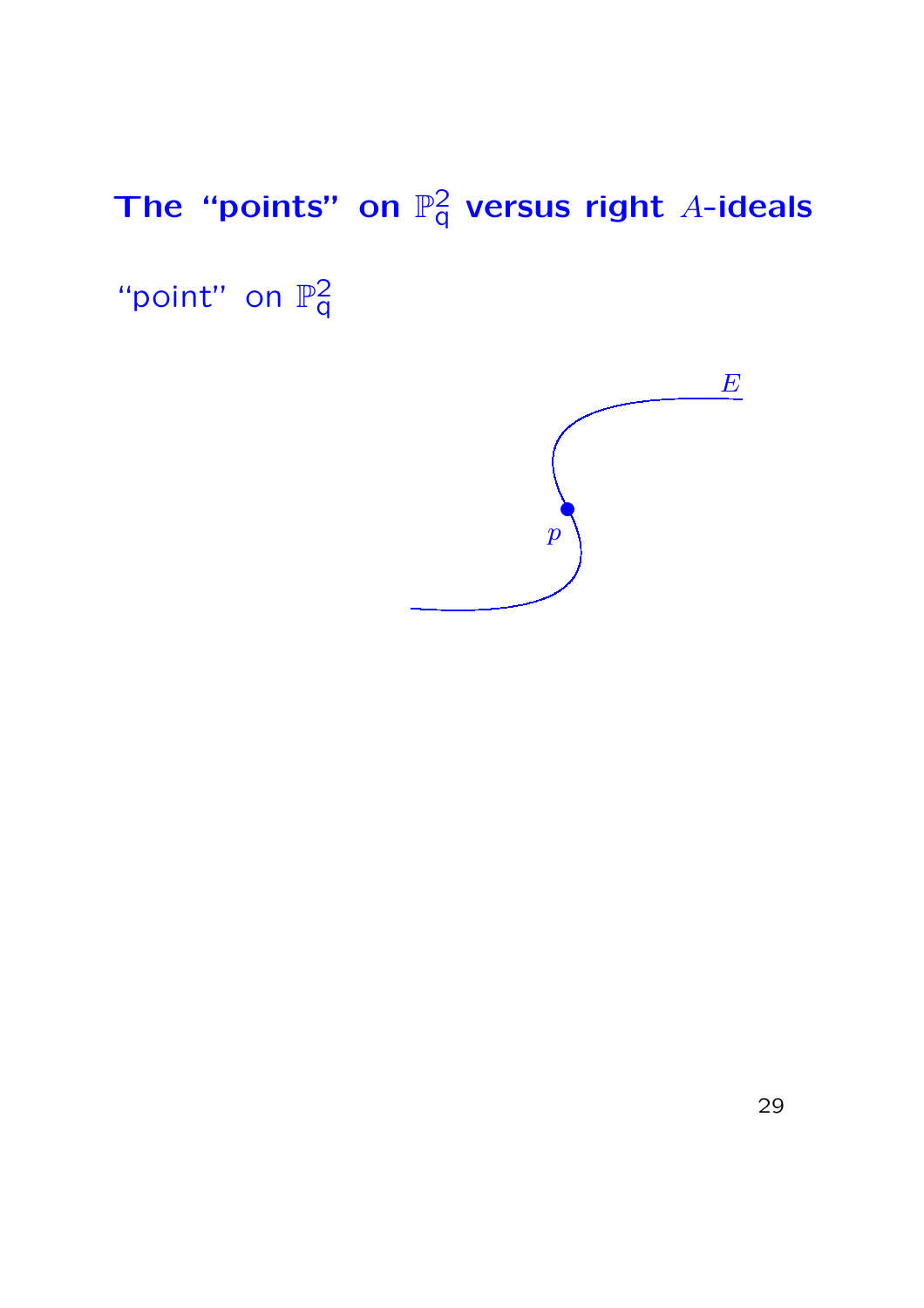# The “points” on $\mathbb{P}^2_q$ versus right $A$-ideals

“point” on $\mathbb{P}^2_q$

$E$

$p$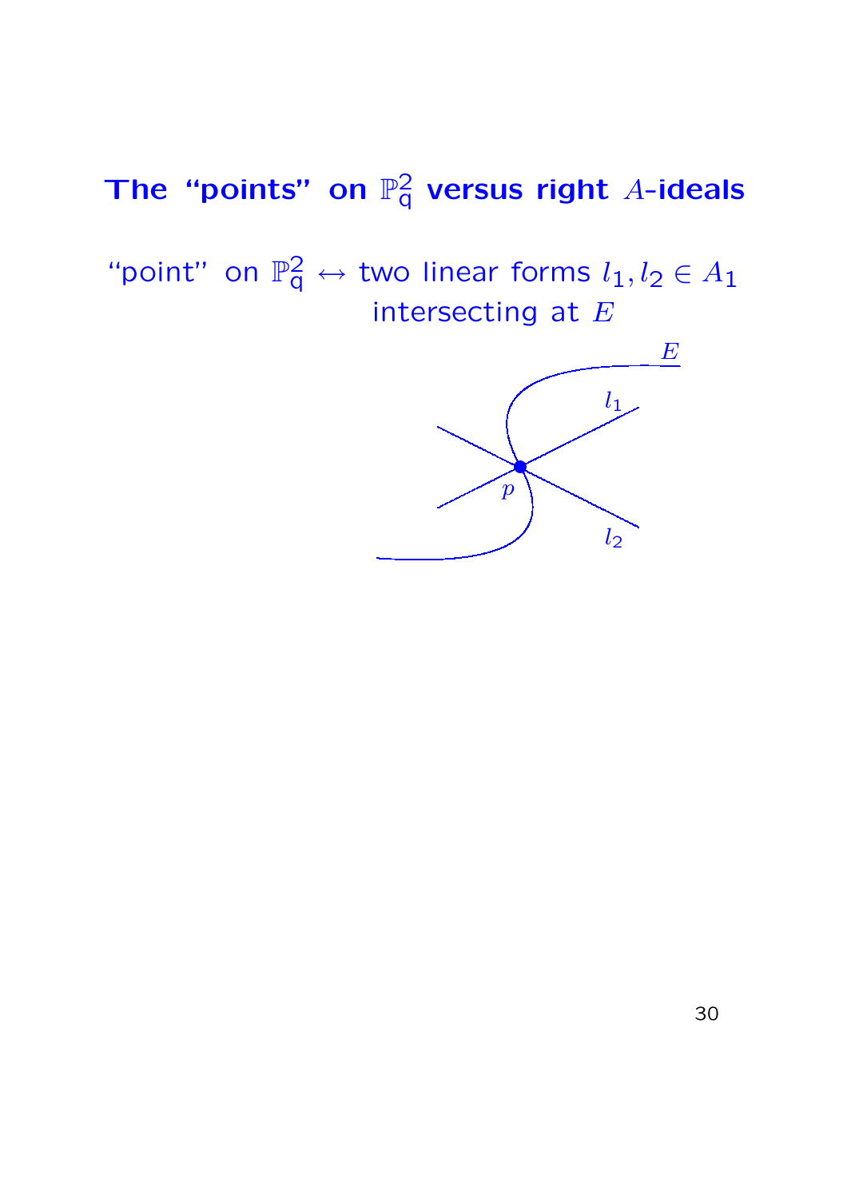## The “points” on $\mathbb{P}^2_{\mathsf{q}}$ versus right $A$-ideals

“point” on $\mathbb{P}^2_{\mathsf{q}}$ $\leftrightarrow$ two linear forms $l_1, l_2 \in A_1$ intersecting at $E$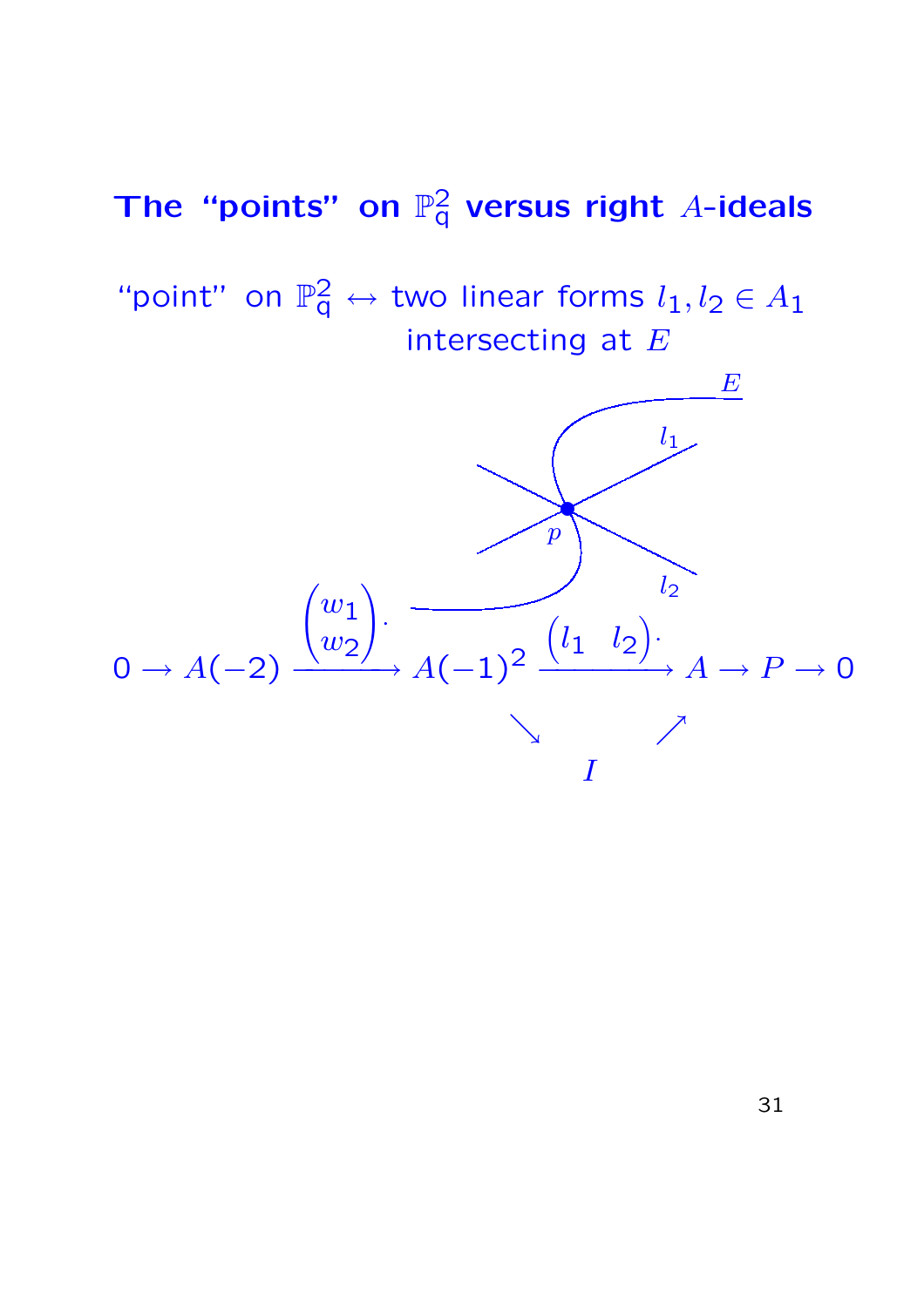## The "points" on $\mathbb{P}^2_q$ versus right $A$-ideals

"point" on $\mathbb{P}^2_q$ $\leftrightarrow$ two linear forms $l_1, l_2 \in A_1$ intersecting at $E$

$$0 \to A(-2) \xrightarrow{\begin{pmatrix} w_1 \\ w_2 \end{pmatrix}\cdot} A(-1)^2 \xrightarrow{\begin{pmatrix} l_1 & l_2 \end{pmatrix}\cdot} A \to P \to 0$$

$$A(-1)^2 \searrow I \nearrow A$$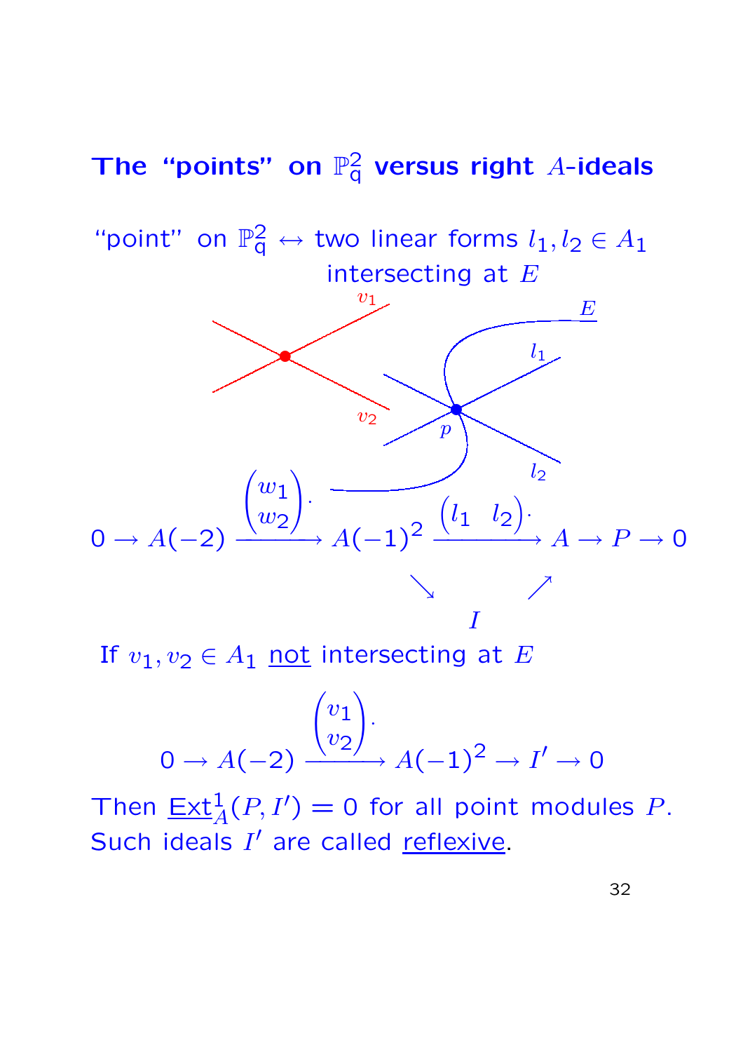## The “points” on $\mathbb{P}^2_q$ versus right $A$-ideals

“point” on $\mathbb{P}^2_q \leftrightarrow$ two linear forms $l_1, l_2 \in A_1$ intersecting at $E$

$$0 \to A(-2) \xrightarrow{\begin{pmatrix} w_1 \\ w_2 \end{pmatrix}\cdot} A(-1)^2 \xrightarrow{\begin{pmatrix} l_1 & l_2 \end{pmatrix}\cdot} A \to P \to 0$$

$$A(-1)^2 \searrow I \nearrow A$$

If $v_1, v_2 \in A_1$ not intersecting at $E$

$$0 \to A(-2) \xrightarrow{\begin{pmatrix} v_1 \\ v_2 \end{pmatrix}\cdot} A(-1)^2 \to I' \to 0$$

Then $\underline{\mathrm{Ext}}^1_A(P, I') = 0$ for all point modules $P$. Such ideals $I'$ are called reflexive.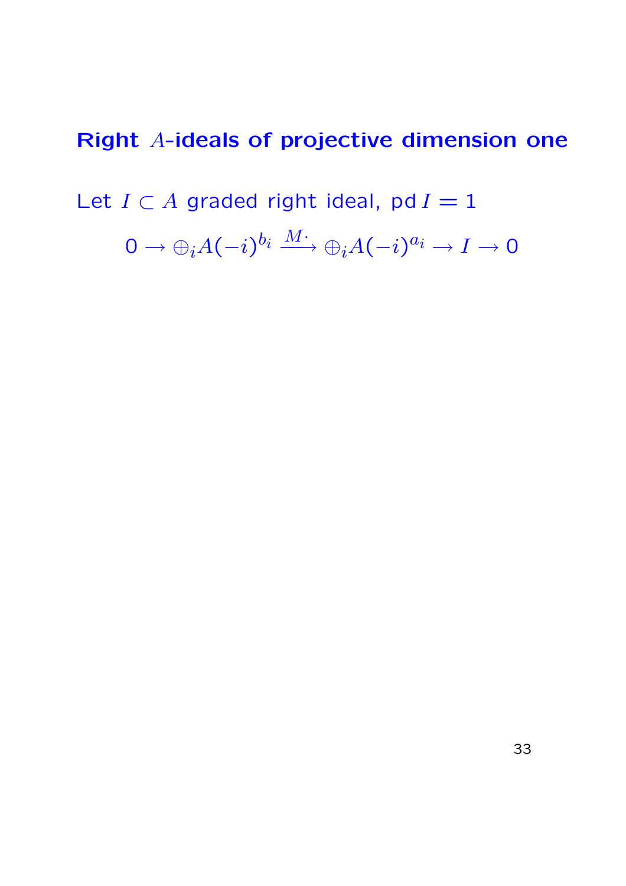## Right $A$-ideals of projective dimension one

Let $I \subset A$ graded right ideal, $\operatorname{pd} I = 1$

$$0 \to \oplus_i A(-i)^{b_i} \xrightarrow{M\cdot} \oplus_i A(-i)^{a_i} \to I \to 0$$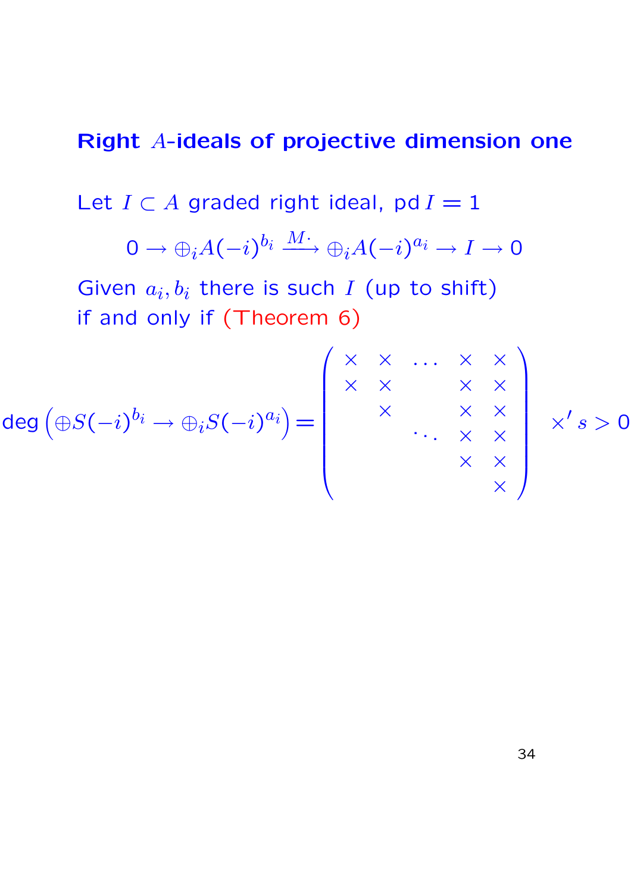## Right $A$-ideals of projective dimension one

Let $I \subset A$ graded right ideal, $\operatorname{pd} I = 1$

$$0 \to \oplus_i A(-i)^{b_i} \xrightarrow{M\cdot} \oplus_i A(-i)^{a_i} \to I \to 0$$

Given $a_i, b_i$ there is such $I$ (up to shift) if and only if (Theorem 6)

$$\deg\left(\oplus S(-i)^{b_i} \to \oplus_i S(-i)^{a_i}\right) = \begin{pmatrix} \times & \times & \dots & \times & \times \\ \times & \times & & \times & \times \\ & \times & & \times & \times \\ & & \ddots & \times & \times \\ & & & \times & \times \\ & & & & \times \end{pmatrix} \quad \times' s > 0$$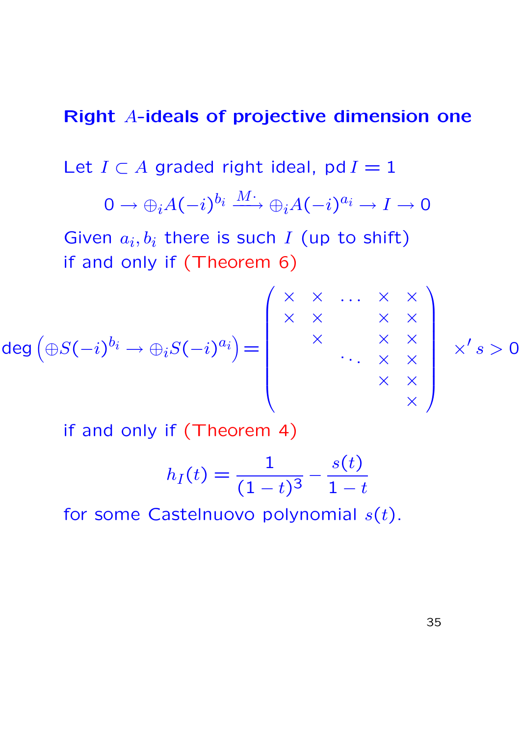## Right $A$-ideals of projective dimension one

Let $I \subset A$ graded right ideal, $\operatorname{pd} I = 1$

$$0 \to \oplus_i A(-i)^{b_i} \xrightarrow{M\cdot} \oplus_i A(-i)^{a_i} \to I \to 0$$

Given $a_i, b_i$ there is such $I$ (up to shift) if and only if (Theorem 6)

$$\deg\left(\oplus S(-i)^{b_i} \to \oplus_i S(-i)^{a_i}\right) = \begin{pmatrix} \times & \times & \dots & \times & \times \\ \times & \times & & \times & \times \\ & \times & & \times & \times \\ & & \ddots & \times & \times \\ & & & \times & \times \\ & & & & \times \end{pmatrix} \quad \times' s > 0$$

if and only if (Theorem 4)

$$h_I(t) = \frac{1}{(1-t)^3} - \frac{s(t)}{1-t}$$

for some Castelnuovo polynomial $s(t)$.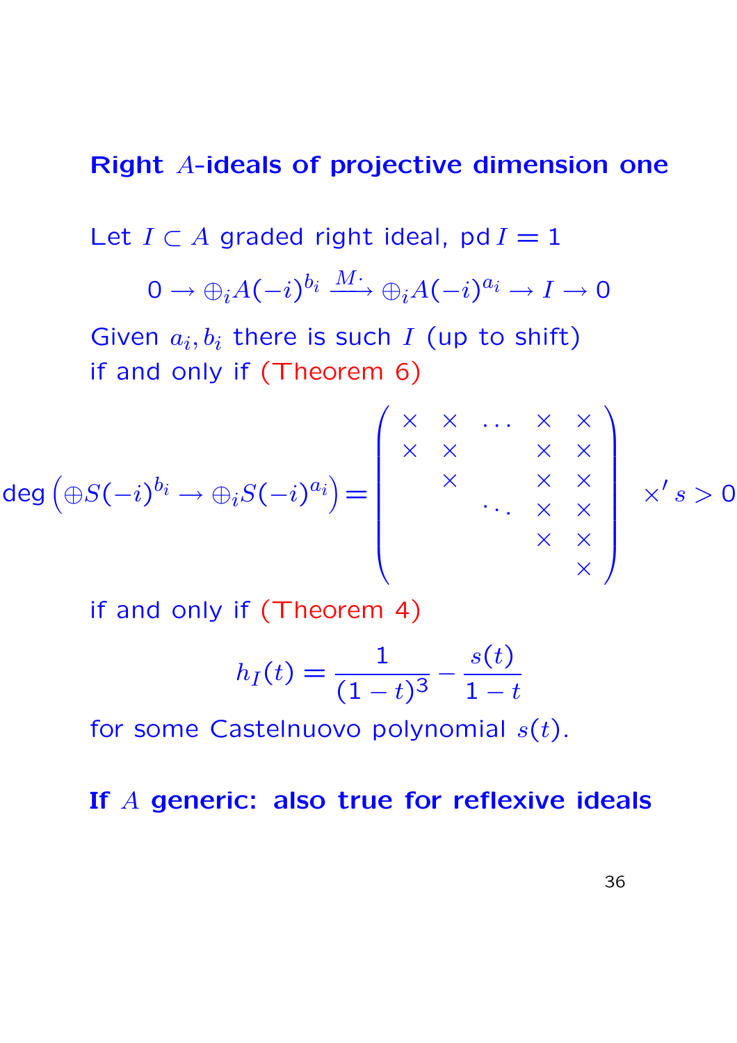## Right $A$-ideals of projective dimension one

Let $I \subset A$ graded right ideal, $\operatorname{pd} I = 1$

$$0 \to \oplus_i A(-i)^{b_i} \xrightarrow{M\cdot} \oplus_i A(-i)^{a_i} \to I \to 0$$

Given $a_i, b_i$ there is such $I$ (up to shift) if and only if (Theorem 6)

$$\deg\left(\oplus S(-i)^{b_i} \to \oplus_i S(-i)^{a_i}\right) = \begin{pmatrix} \times & \times & \dots & \times & \times \\ \times & \times & & \times & \times \\ & \times & & \times & \times \\ & & \ddots & \times & \times \\ & & & \times & \times \\ & & & & \times \end{pmatrix} \quad \times' s > 0$$

if and only if (Theorem 4)

$$h_I(t) = \frac{1}{(1-t)^3} - \frac{s(t)}{1-t}$$

for some Castelnuovo polynomial $s(t)$.

**If $A$ generic: also true for reflexive ideals**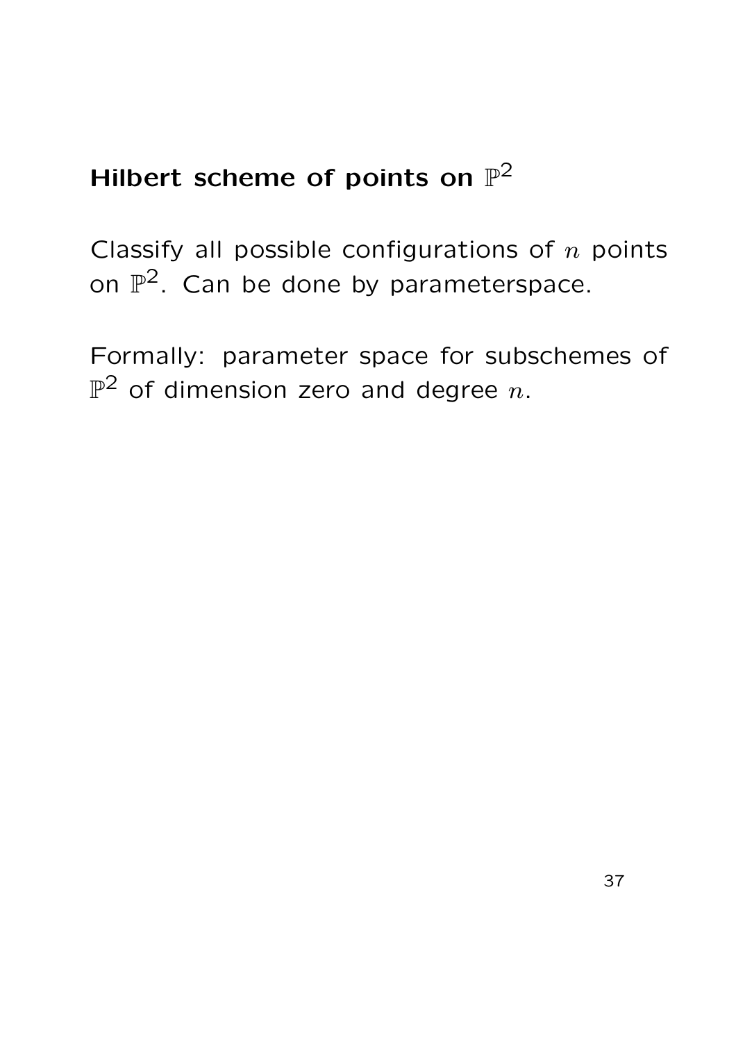## Hilbert scheme of points on $\mathbb{P}^2$

Classify all possible configurations of $n$ points on $\mathbb{P}^2$. Can be done by parameterspace.

Formally: parameter space for subschemes of $\mathbb{P}^2$ of dimension zero and degree $n$.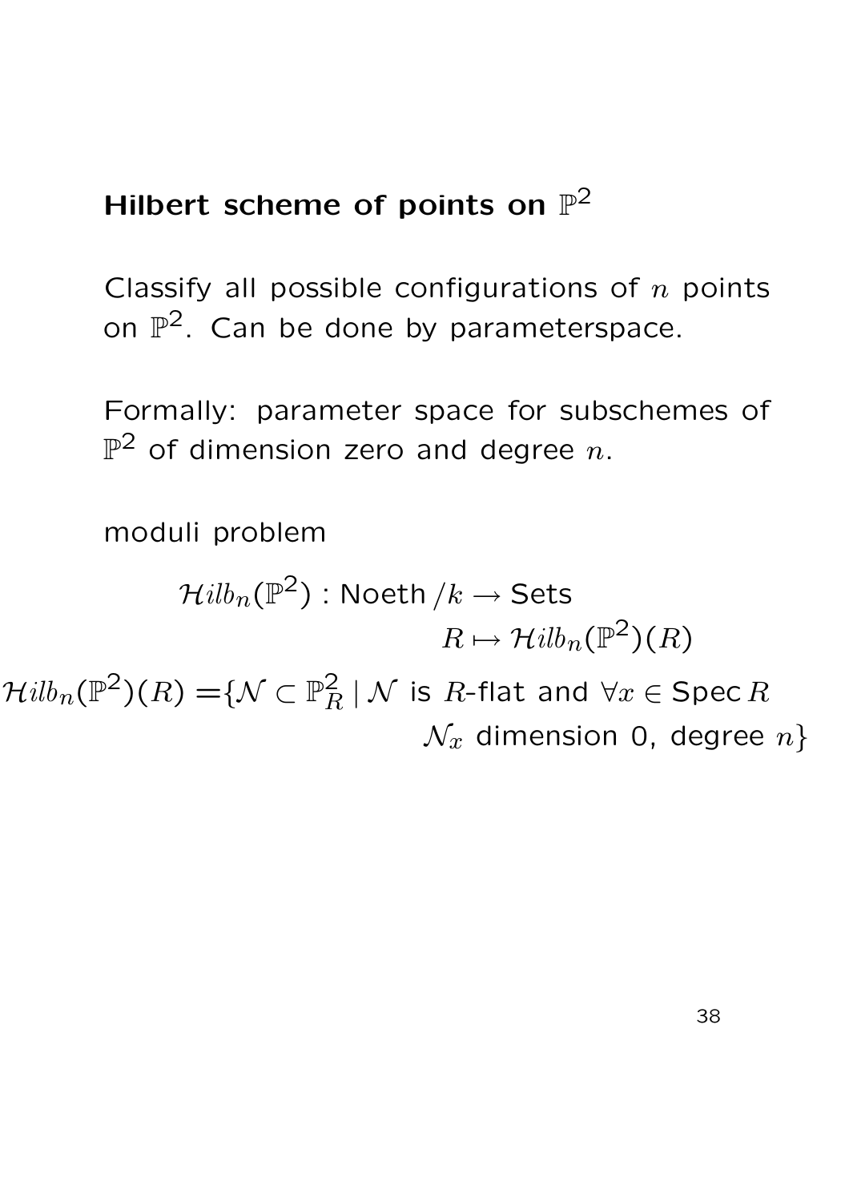## Hilbert scheme of points on $\mathbb{P}^2$

Classify all possible configurations of $n$ points on $\mathbb{P}^2$. Can be done by parameterspace.

Formally: parameter space for subschemes of $\mathbb{P}^2$ of dimension zero and degree $n$.

moduli problem

$$\mathcal{H}ilb_n(\mathbb{P}^2) : \mathsf{Noeth}\,/k \to \mathsf{Sets}$$
$$R \mapsto \mathcal{H}ilb_n(\mathbb{P}^2)(R)$$

$$\mathcal{H}ilb_n(\mathbb{P}^2)(R) = \{\mathcal{N} \subset \mathbb{P}^2_R \mid \mathcal{N} \text{ is } R\text{-flat and } \forall x \in \operatorname{Spec} R \;\; \mathcal{N}_x \text{ dimension 0, degree } n\}$$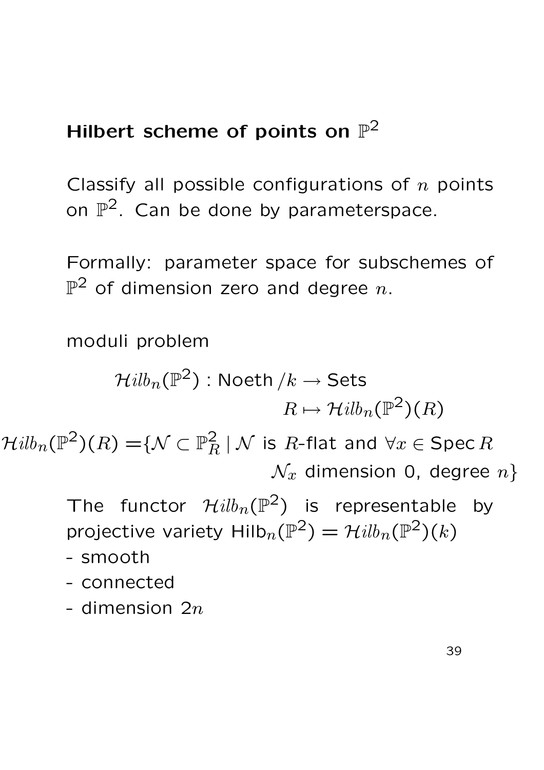## Hilbert scheme of points on $\mathbb{P}^2$

Classify all possible configurations of $n$ points on $\mathbb{P}^2$. Can be done by parameterspace.

Formally: parameter space for subschemes of $\mathbb{P}^2$ of dimension zero and degree $n$.

moduli problem

$$\mathcal{H}ilb_n(\mathbb{P}^2) : \text{Noeth}/k \to \text{Sets}$$

$$R \mapsto \mathcal{H}ilb_n(\mathbb{P}^2)(R)$$

$$\mathcal{H}ilb_n(\mathbb{P}^2)(R) = \{\mathcal{N} \subset \mathbb{P}^2_R \mid \mathcal{N} \text{ is } R\text{-flat and } \forall x \in \operatorname{Spec} R \; \mathcal{N}_x \text{ dimension 0, degree } n\}$$

The functor $\mathcal{H}ilb_n(\mathbb{P}^2)$ is representable by projective variety $\mathrm{Hilb}_n(\mathbb{P}^2) = \mathcal{H}ilb_n(\mathbb{P}^2)(k)$

- smooth
- connected
- dimension $2n$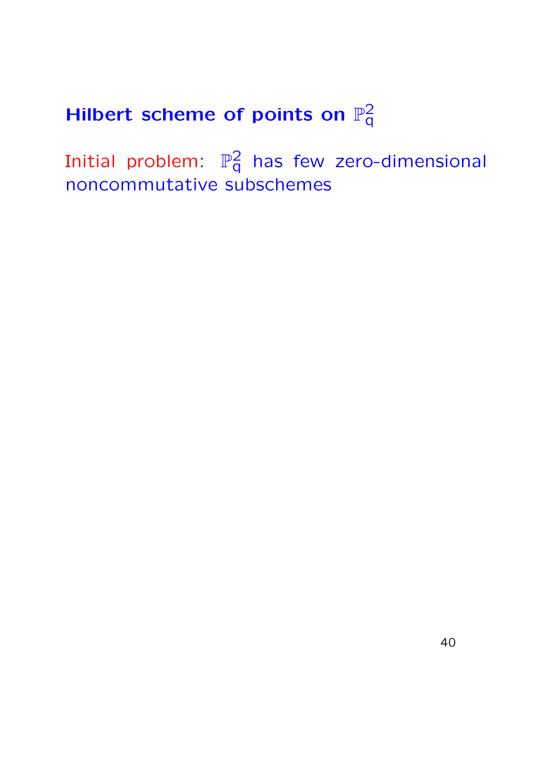## Hilbert scheme of points on $\mathbb{P}^2_q$

Initial problem: $\mathbb{P}^2_q$ has few zero-dimensional noncommutative subschemes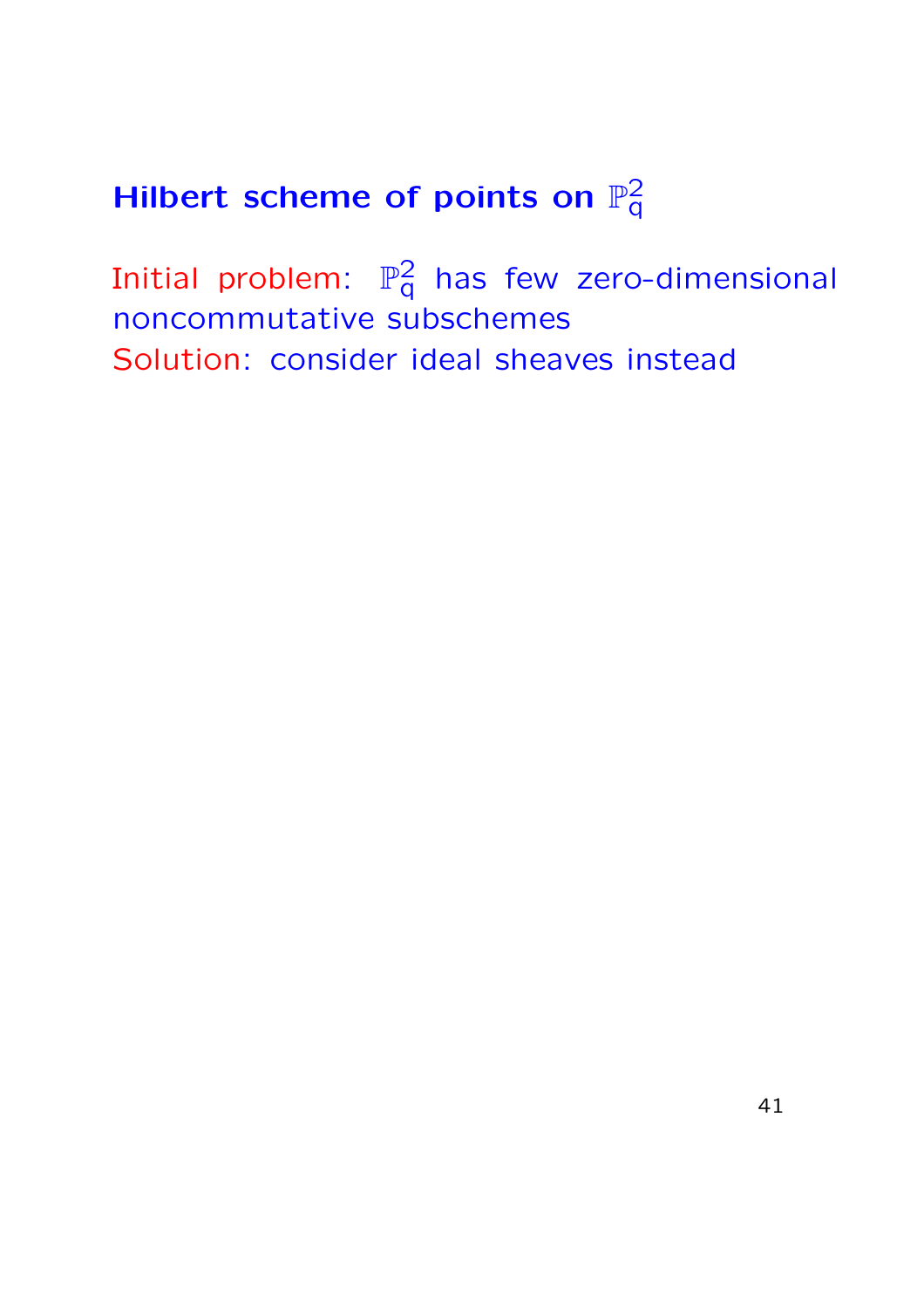## Hilbert scheme of points on $\mathbb{P}^2_q$

Initial problem: $\mathbb{P}^2_q$ has few zero-dimensional noncommutative subschemes
Solution: consider ideal sheaves instead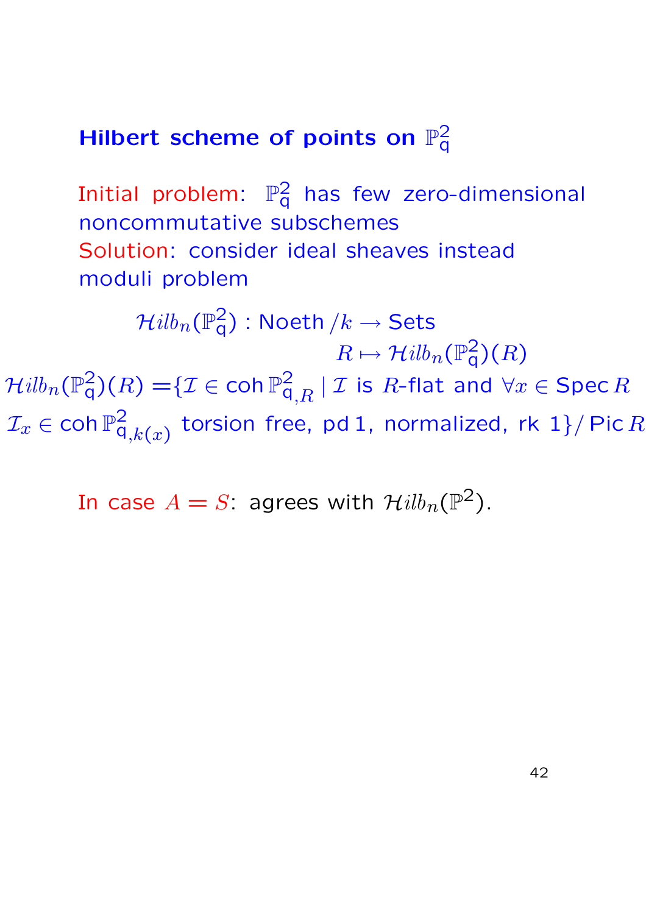## Hilbert scheme of points on $\mathbb{P}^2_{\mathsf{q}}$

Initial problem: $\mathbb{P}^2_{\mathsf{q}}$ has few zero-dimensional noncommutative subschemes
Solution: consider ideal sheaves instead
moduli problem

$$\mathcal{H}ilb_n(\mathbb{P}^2_{\mathsf{q}}) : \mathsf{Noeth}\,/k \to \mathsf{Sets}$$
$$R \mapsto \mathcal{H}ilb_n(\mathbb{P}^2_{\mathsf{q}})(R)$$

$$\mathcal{H}ilb_n(\mathbb{P}^2_{\mathsf{q}})(R) = \{\mathcal{I} \in \operatorname{coh} \mathbb{P}^2_{\mathsf{q},R} \mid \mathcal{I} \text{ is } R\text{-flat and } \forall x \in \operatorname{Spec} R$$
$$\mathcal{I}_x \in \operatorname{coh} \mathbb{P}^2_{\mathsf{q},k(x)} \text{ torsion free, pd}\,1\text{, normalized, rk } 1\} / \operatorname{Pic} R$$

In case $A = S$: agrees with $\mathcal{H}ilb_n(\mathbb{P}^2)$.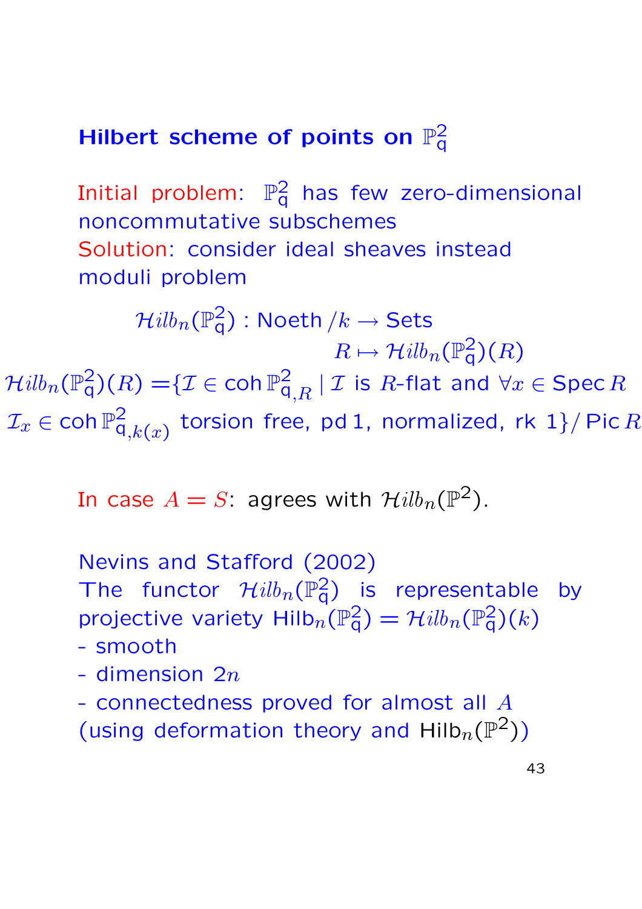## Hilbert scheme of points on $\mathbb{P}^2_{\mathsf{q}}$

Initial problem: $\mathbb{P}^2_{\mathsf{q}}$ has few zero-dimensional noncommutative subschemes

Solution: consider ideal sheaves instead

moduli problem

$$\mathcal{H}ilb_n(\mathbb{P}^2_{\mathsf{q}}) : \mathsf{Noeth}\,/k \to \mathsf{Sets}$$

$$R \mapsto \mathcal{H}ilb_n(\mathbb{P}^2_{\mathsf{q}})(R)$$

$$\mathcal{H}ilb_n(\mathbb{P}^2_{\mathsf{q}})(R) = \{\mathcal{I} \in \mathsf{coh}\,\mathbb{P}^2_{\mathsf{q},R} \mid \mathcal{I} \text{ is } R\text{-flat and } \forall x \in \mathsf{Spec}\, R$$

$$\mathcal{I}_x \in \mathsf{coh}\,\mathbb{P}^2_{\mathsf{q},k(x)} \text{ torsion free, pd}\,1, \text{ normalized, rk } 1\}/\,\mathsf{Pic}\, R$$

In case $A = S$: agrees with $\mathcal{H}ilb_n(\mathbb{P}^2)$.

Nevins and Stafford (2002)

The functor $\mathcal{H}ilb_n(\mathbb{P}^2_{\mathsf{q}})$ is representable by projective variety $\mathsf{Hilb}_n(\mathbb{P}^2_{\mathsf{q}}) = \mathcal{H}ilb_n(\mathbb{P}^2_{\mathsf{q}})(k)$

- smooth
- dimension $2n$
- connectedness proved for almost all $A$ (using deformation theory and $\mathsf{Hilb}_n(\mathbb{P}^2)$)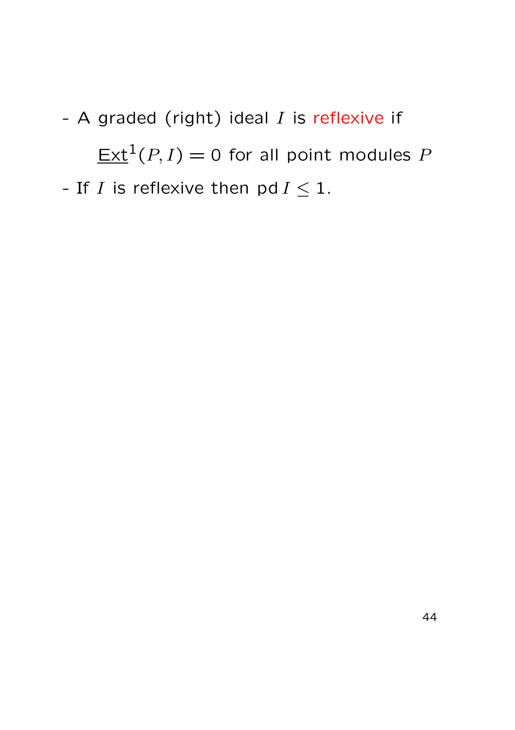- A graded (right) ideal $I$ is reflexive if

  $\underline{\mathrm{Ext}}^1(P, I) = 0$ for all point modules $P$

- If $I$ is reflexive then $\mathrm{pd}\, I \leq 1$.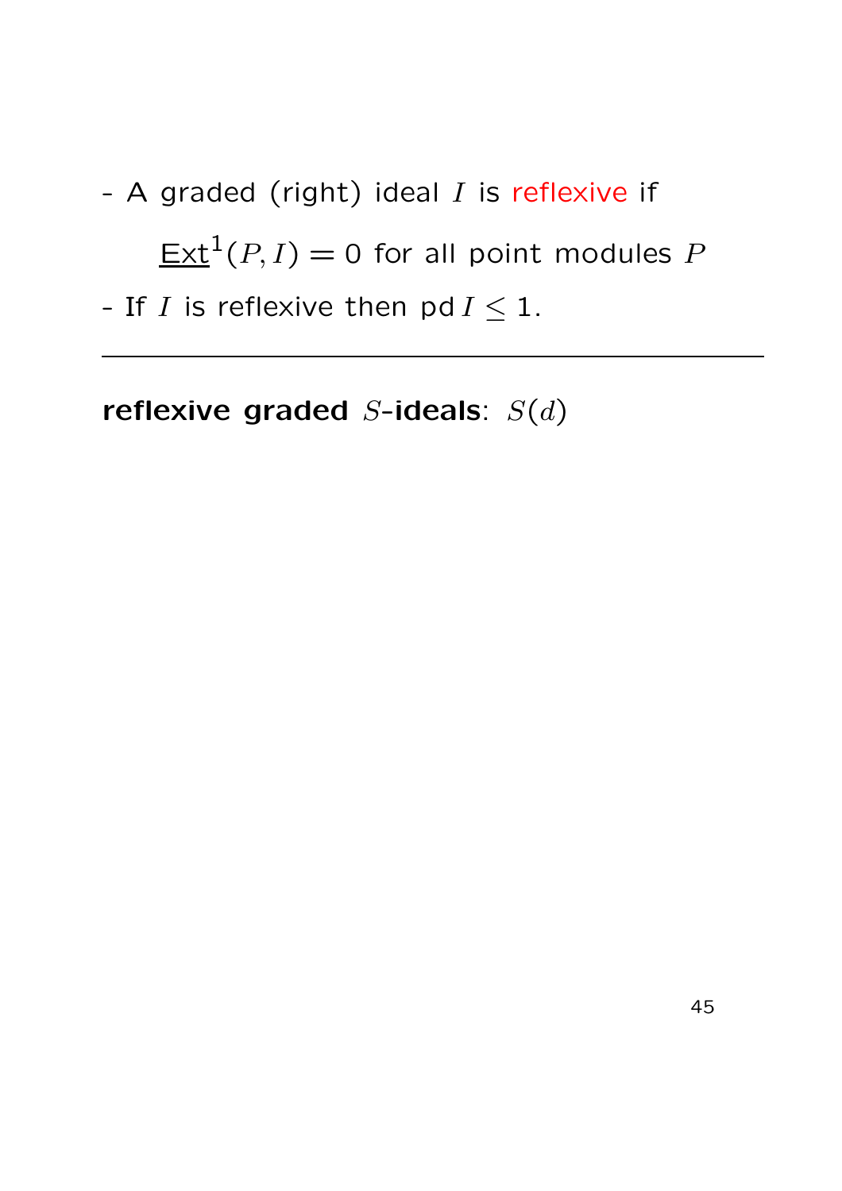- A graded (right) ideal $I$ is reflexive if

$$\underline{\mathrm{Ext}}^1(P, I) = 0 \text{ for all point modules } P$$

- If $I$ is reflexive then $\mathrm{pd}\, I \leq 1$.

---

**reflexive graded $S$-ideals**: $S(d)$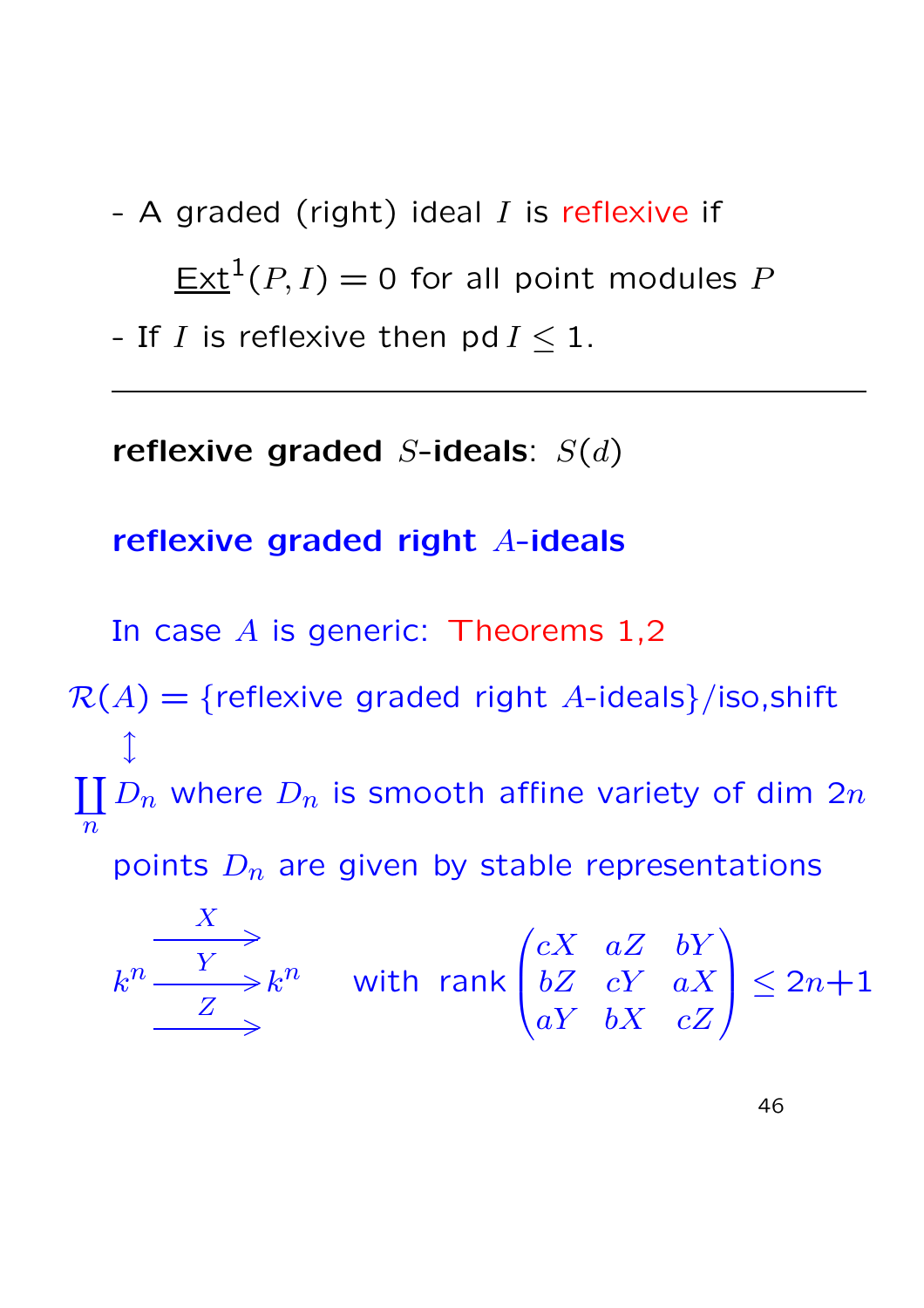- A graded (right) ideal $I$ is reflexive if

$$\underline{\mathrm{Ext}}^1(P, I) = 0 \text{ for all point modules } P$$

- If $I$ is reflexive then $\mathrm{pd}\, I \leq 1$.

---

**reflexive graded $S$-ideals**: $S(d)$

**reflexive graded right $A$-ideals**

In case $A$ is generic: Theorems 1,2

$$\mathcal{R}(A) = \{\text{reflexive graded right } A\text{-ideals}\}/\text{iso,shift}$$

$$\updownarrow$$

$\coprod_n D_n$ where $D_n$ is smooth affine variety of dim $2n$

points $D_n$ are given by stable representations

$$k^n \overset{X}{\underset{Z}{\overset{\xrightarrow{Y}}{\rightrightarrows}}} k^n \quad \text{with rank} \begin{pmatrix} cX & aZ & bY \\ bZ & cY & aX \\ aY & bX & cZ \end{pmatrix} \leq 2n+1$$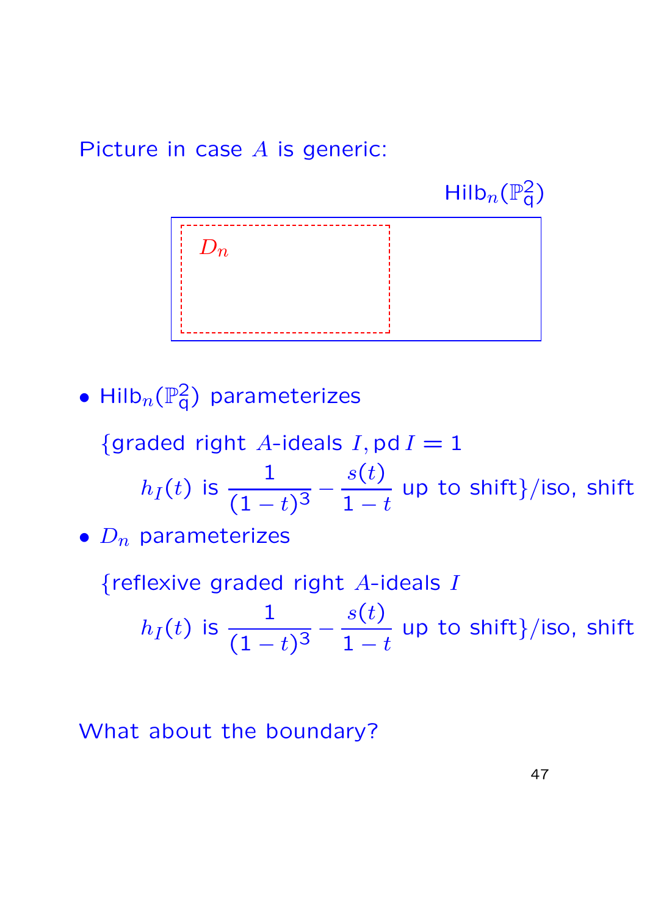Picture in case $A$ is generic:

$\mathsf{Hilb}_n(\mathbb{P}^2_{\mathsf{q}})$

$D_n$

- $\mathsf{Hilb}_n(\mathbb{P}^2_{\mathsf{q}})$ parameterizes

  $\{$graded right $A$-ideals $I, \operatorname{pd} I = 1$

  $$h_I(t) \text{ is } \frac{1}{(1-t)^3} - \frac{s(t)}{1-t} \text{ up to shift}\}/\text{iso, shift}$$

- $D_n$ parameterizes

  $\{$reflexive graded right $A$-ideals $I$

  $$h_I(t) \text{ is } \frac{1}{(1-t)^3} - \frac{s(t)}{1-t} \text{ up to shift}\}/\text{iso, shift}$$

What about the boundary?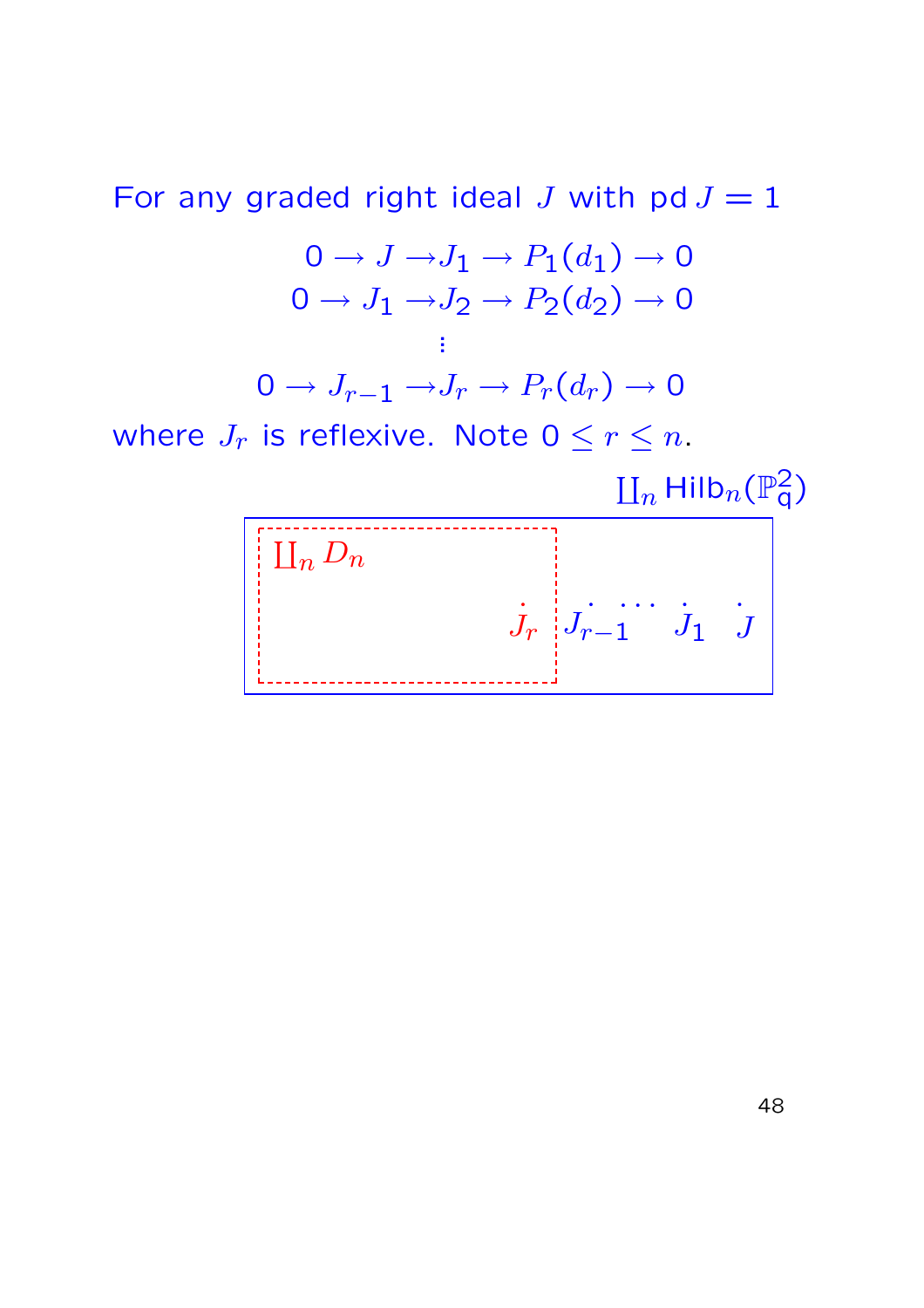For any graded right ideal $J$ with $\operatorname{pd} J = 1$

$$
\begin{array}{c}
0 \to J \to J_1 \to P_1(d_1) \to 0 \\
0 \to J_1 \to J_2 \to P_2(d_2) \to 0 \\
\vdots \\
0 \to J_{r-1} \to J_r \to P_r(d_r) \to 0
\end{array}
$$

where $J_r$ is reflexive. Note $0 \le r \le n$.

$\coprod_n \mathrm{Hilb}_n(\mathbb{P}^2_{\mathsf{q}})$

| $\coprod_n D_n$ $\quad J_r$ | $J_{r-1} \quad \cdots \quad J_1 \quad J$ |
|---|---|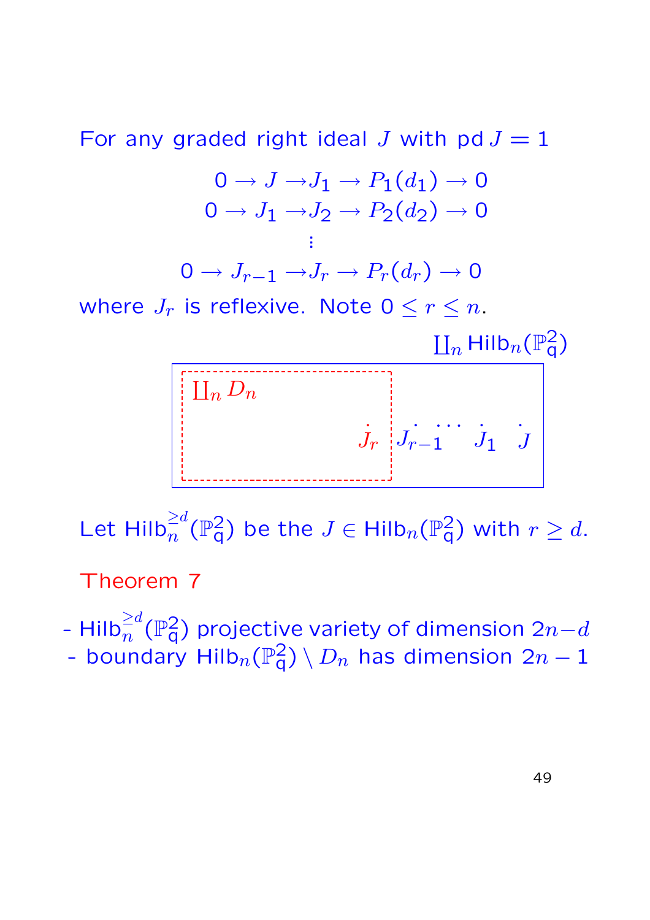For any graded right ideal $J$ with $\operatorname{pd} J = 1$

$$
\begin{aligned}
0 \to J \to &J_1 \to P_1(d_1) \to 0 \\
0 \to J_1 \to &J_2 \to P_2(d_2) \to 0 \\
&\vdots \\
0 \to J_{r-1} \to &J_r \to P_r(d_r) \to 0
\end{aligned}
$$

where $J_r$ is reflexive. Note $0 \leq r \leq n$.

$\coprod_n \mathsf{Hilb}_n(\mathbb{P}^2_{\mathsf{q}})$

$\coprod_n D_n$ &nbsp;&nbsp; $J_r$ | $J_{r-1}$ $\cdots$ $J_1$ &nbsp; $J$

Let $\mathsf{Hilb}^{\geq d}_n(\mathbb{P}^2_{\mathsf{q}})$ be the $J \in \mathsf{Hilb}_n(\mathbb{P}^2_{\mathsf{q}})$ with $r \geq d$.

**Theorem 7**

- $\mathsf{Hilb}^{\geq d}_n(\mathbb{P}^2_{\mathsf{q}})$ projective variety of dimension $2n-d$
- boundary $\mathsf{Hilb}_n(\mathbb{P}^2_{\mathsf{q}}) \setminus D_n$ has dimension $2n-1$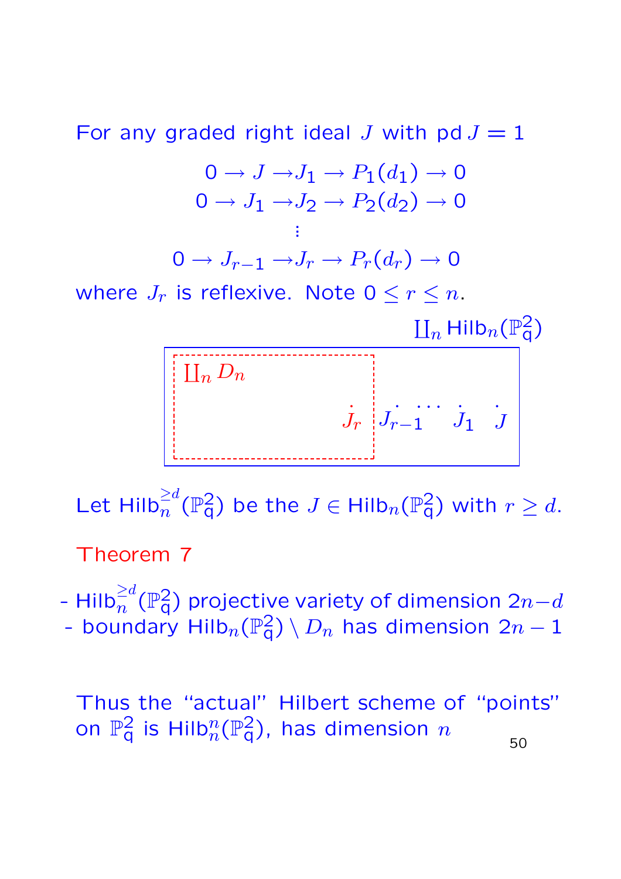For any graded right ideal $J$ with $\operatorname{pd} J = 1$

$$
\begin{aligned}
0 \to J \to & J_1 \to P_1(d_1) \to 0 \\
0 \to J_1 \to & J_2 \to P_2(d_2) \to 0 \\
& \vdots \\
0 \to J_{r-1} \to & J_r \to P_r(d_r) \to 0
\end{aligned}
$$

where $J_r$ is reflexive. Note $0 \le r \le n$.

$\coprod_n \mathrm{Hilb}_n(\mathbb{P}^2_{\mathsf{q}})$

$\coprod_n D_n$

$J_r$ $J_{r-1}$ $\cdots$ $J_1$ $J$

Let $\mathrm{Hilb}_n^{\geq d}(\mathbb{P}^2_{\mathsf{q}})$ be the $J \in \mathrm{Hilb}_n(\mathbb{P}^2_{\mathsf{q}})$ with $r \geq d$.

Theorem 7

- $\mathrm{Hilb}_n^{\geq d}(\mathbb{P}^2_{\mathsf{q}})$ projective variety of dimension $2n-d$
- boundary $\mathrm{Hilb}_n(\mathbb{P}^2_{\mathsf{q}}) \setminus D_n$ has dimension $2n-1$

Thus the "actual" Hilbert scheme of "points" on $\mathbb{P}^2_{\mathsf{q}}$ is $\mathrm{Hilb}_n^n(\mathbb{P}^2_{\mathsf{q}})$, has dimension $n$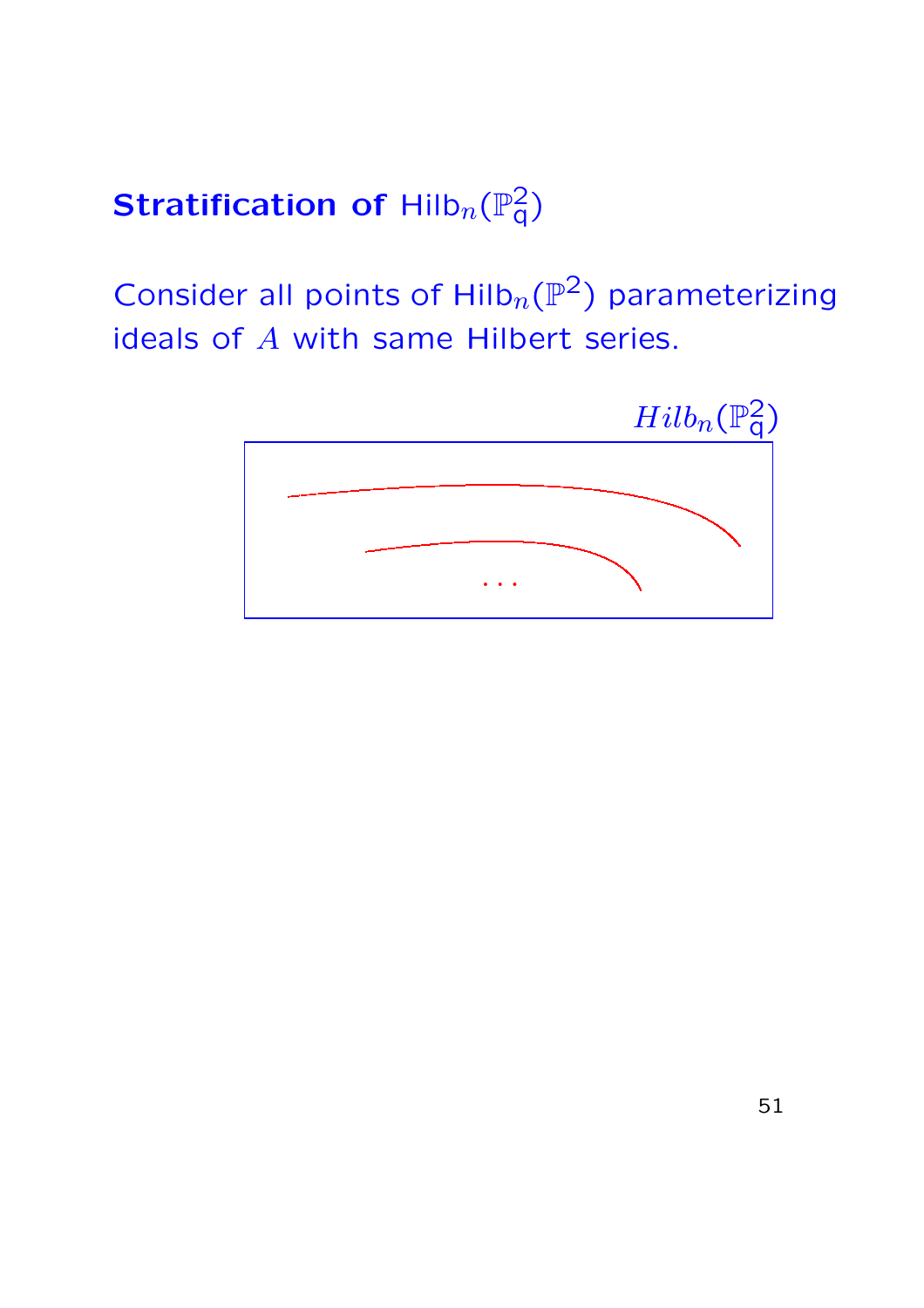## **Stratification of** $\mathsf{Hilb}_n(\mathbb{P}^2_{\mathsf{q}})$

Consider all points of $\mathsf{Hilb}_n(\mathbb{P}^2)$ parameterizing ideals of $A$ with same Hilbert series.

$Hilb_n(\mathbb{P}^2_{\mathsf{q}})$

$\cdots$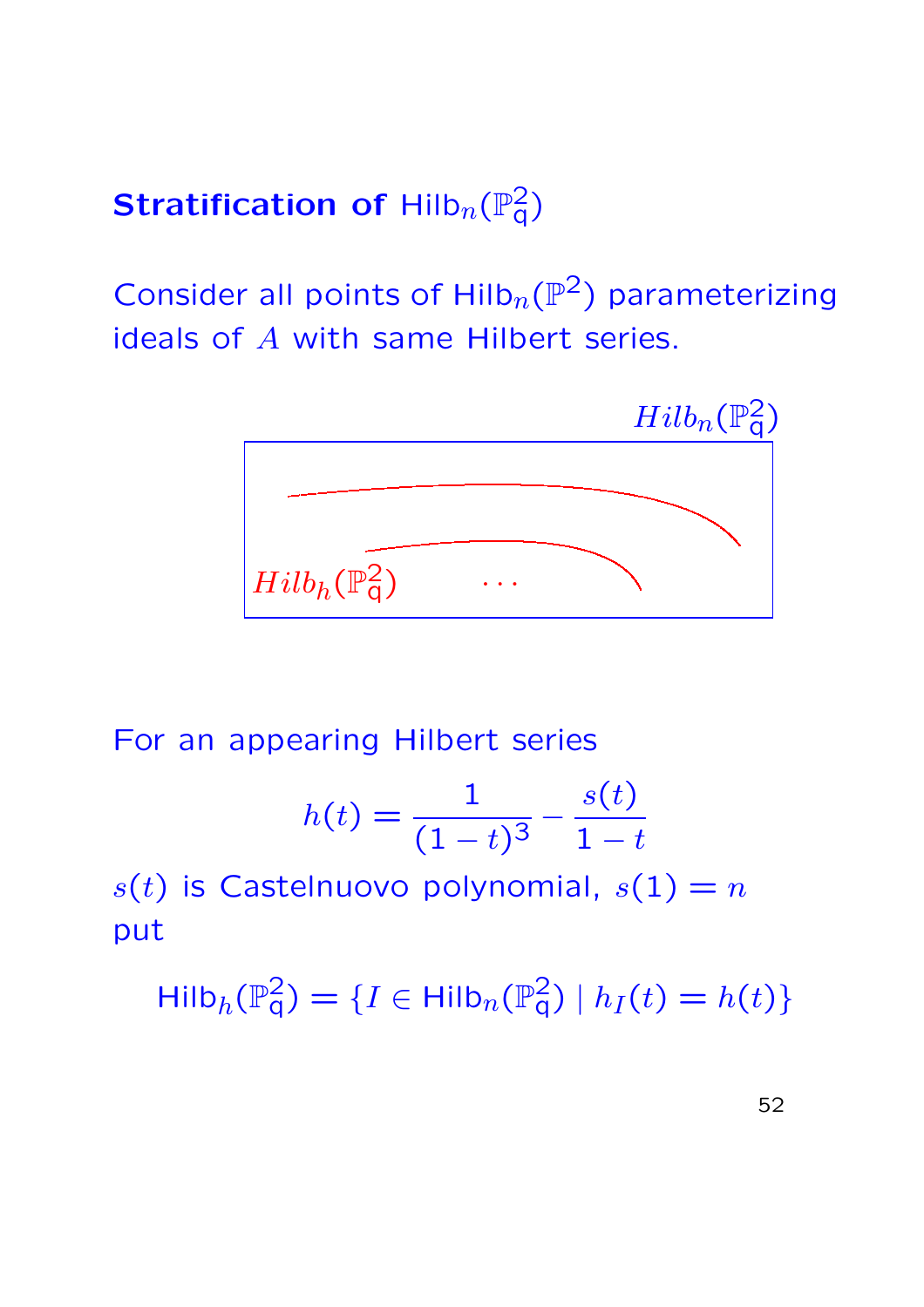## **Stratification of** $\mathsf{Hilb}_n(\mathbb{P}^2_{\mathsf{q}})$

Consider all points of $\mathsf{Hilb}_n(\mathbb{P}^2)$ parameterizing ideals of $A$ with same Hilbert series.

$Hilb_n(\mathbb{P}^2_{\mathsf{q}})$

$Hilb_h(\mathbb{P}^2_{\mathsf{q}})$ $\cdots$

For an appearing Hilbert series

$$h(t) = \frac{1}{(1-t)^3} - \frac{s(t)}{1-t}$$

$s(t)$ is Castelnuovo polynomial, $s(1) = n$ put

$$\mathsf{Hilb}_h(\mathbb{P}^2_{\mathsf{q}}) = \{I \in \mathsf{Hilb}_n(\mathbb{P}^2_{\mathsf{q}}) \mid h_I(t) = h(t)\}$$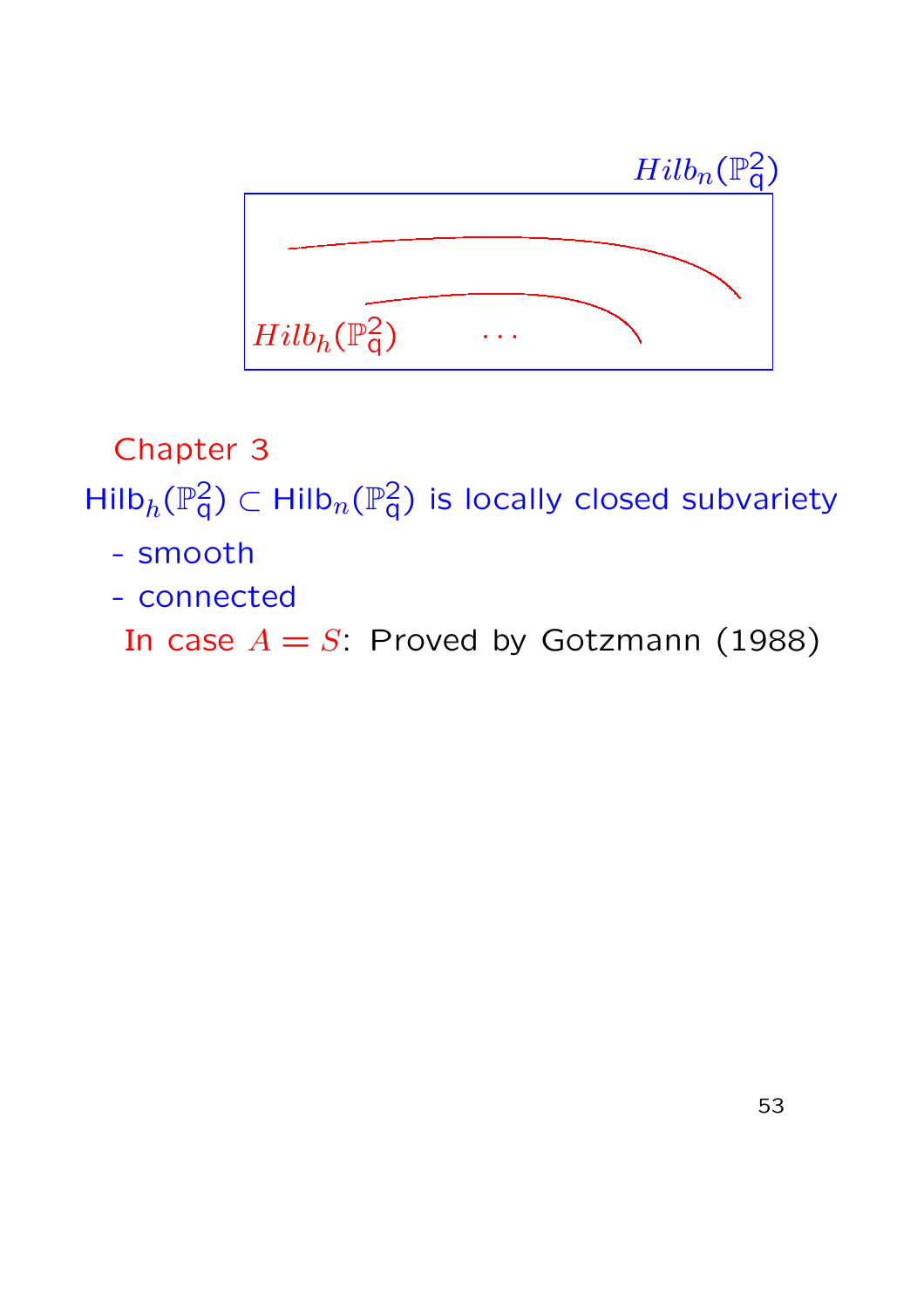$Hilb_n(\mathbb{P}^2_{\mathsf{q}})$

$Hilb_h(\mathbb{P}^2_{\mathsf{q}})$ $\cdots$

Chapter 3

$\mathsf{Hilb}_h(\mathbb{P}^2_{\mathsf{q}}) \subset \mathsf{Hilb}_n(\mathbb{P}^2_{\mathsf{q}})$ is locally closed subvariety

- smooth
- connected

In case $A = S$: Proved by Gotzmann (1988)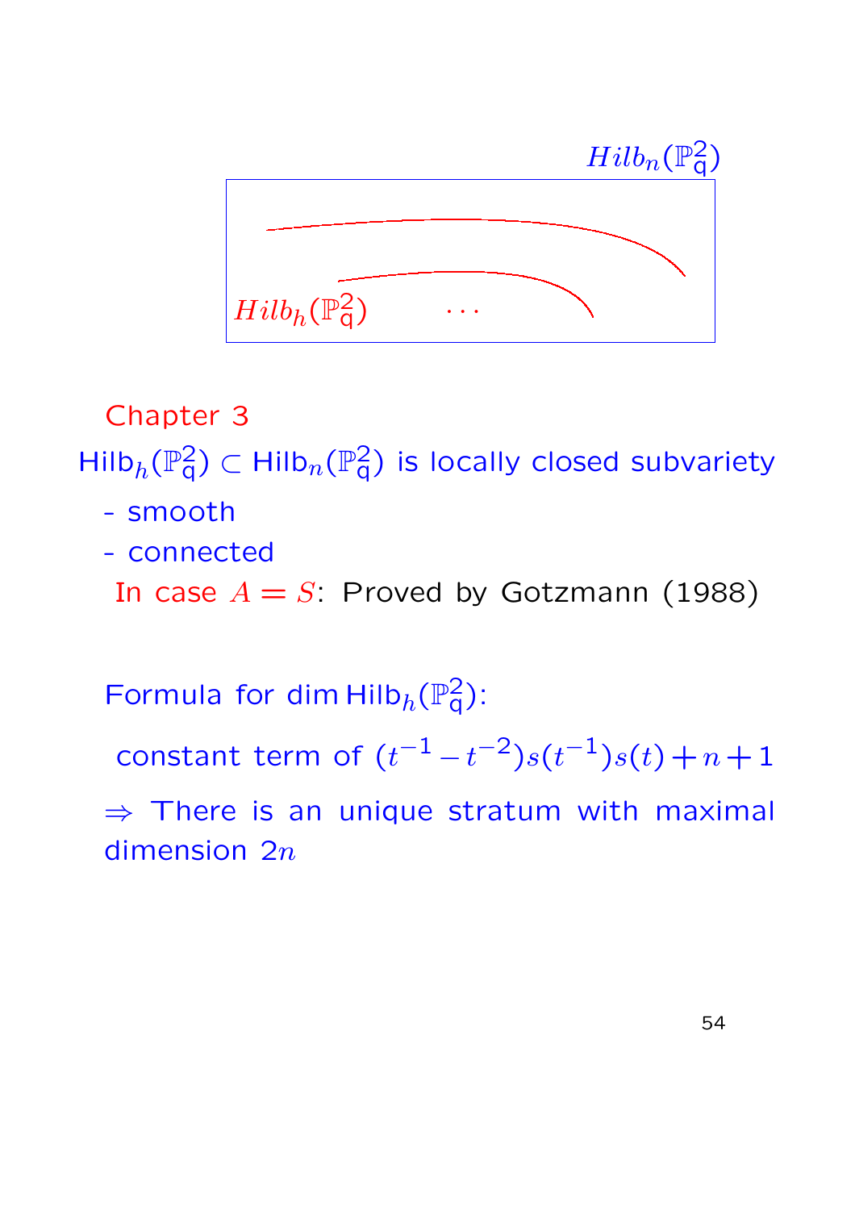$Hilb_n(\mathbb{P}^2_q)$

$Hilb_h(\mathbb{P}^2_q)$ $\cdots$

Chapter 3

$\mathrm{Hilb}_h(\mathbb{P}^2_q) \subset \mathrm{Hilb}_n(\mathbb{P}^2_q)$ is locally closed subvariety

- smooth
- connected

In case $A = S$: Proved by Gotzmann (1988)

Formula for $\dim \mathrm{Hilb}_h(\mathbb{P}^2_q)$:

constant term of $(t^{-1} - t^{-2})s(t^{-1})s(t) + n + 1$

$\Rightarrow$ There is an unique stratum with maximal dimension $2n$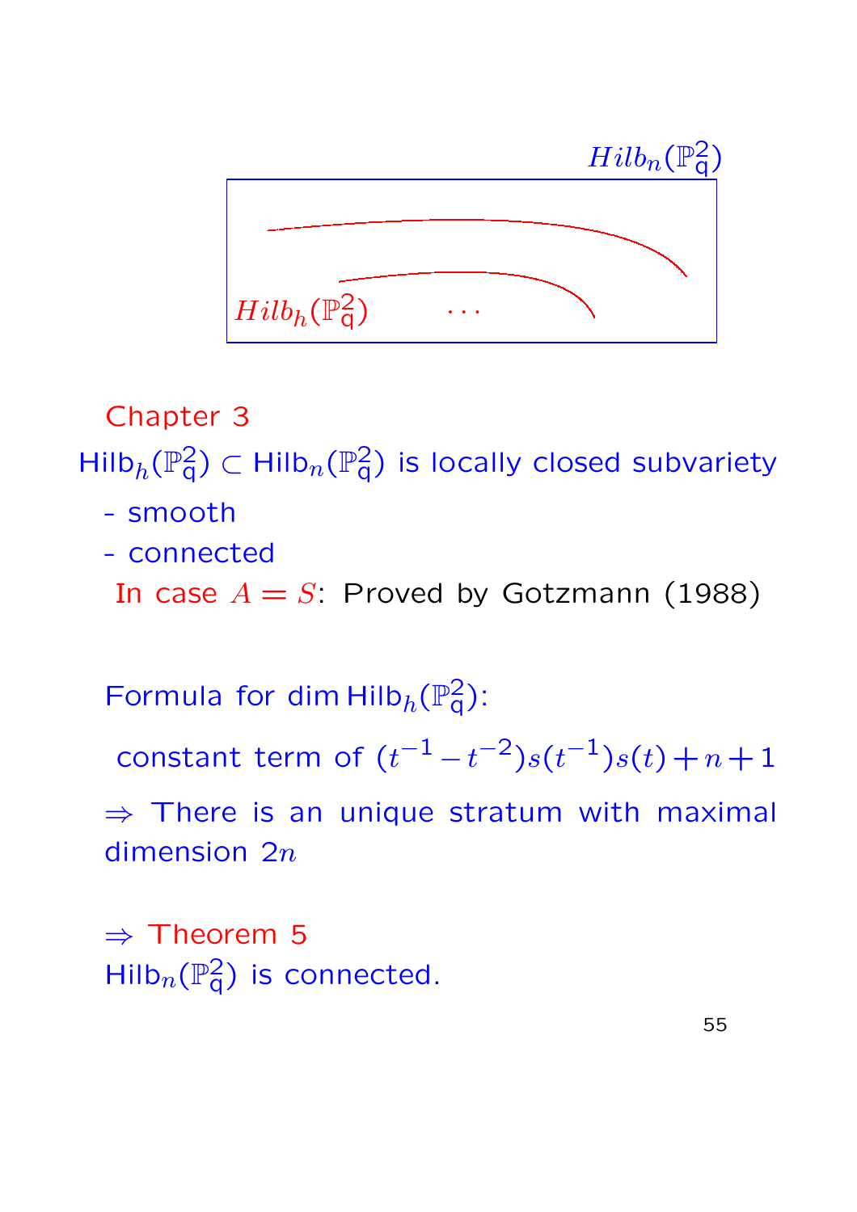$Hilb_n(\mathbb{P}^2_{\mathsf{q}})$

$Hilb_h(\mathbb{P}^2_{\mathsf{q}})$ $\cdots$

Chapter 3

$\mathrm{Hilb}_h(\mathbb{P}^2_{\mathsf{q}}) \subset \mathrm{Hilb}_n(\mathbb{P}^2_{\mathsf{q}})$ is locally closed subvariety

- smooth
- connected

In case $A = S$: Proved by Gotzmann (1988)

Formula for $\dim \mathrm{Hilb}_h(\mathbb{P}^2_{\mathsf{q}})$:

constant term of $(t^{-1} - t^{-2})s(t^{-1})s(t) + n + 1$

$\Rightarrow$ There is an unique stratum with maximal dimension $2n$

$\Rightarrow$ Theorem 5

$\mathrm{Hilb}_n(\mathbb{P}^2_{\mathsf{q}})$ is connected.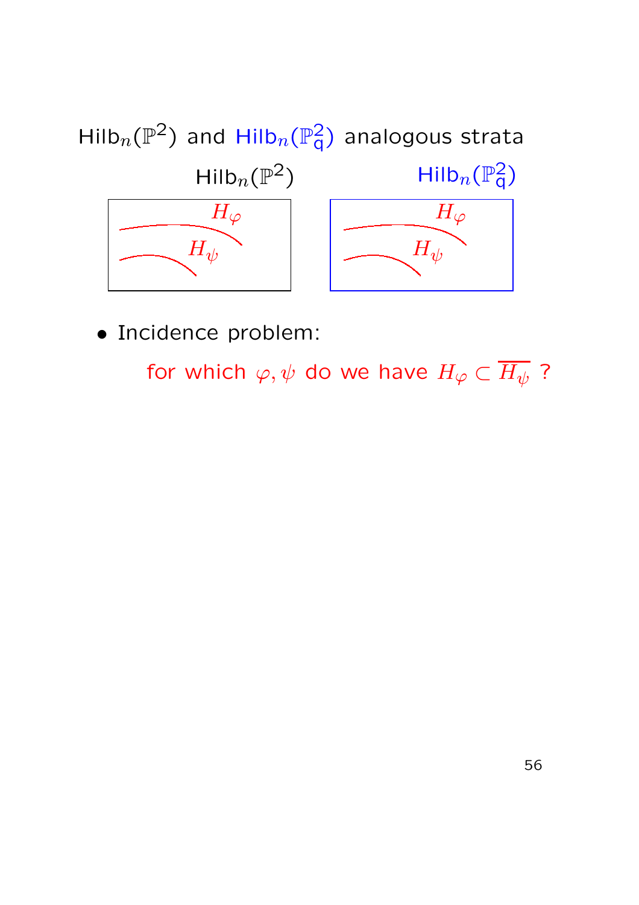## $\mathrm{Hilb}_n(\mathbb{P}^2)$ and $\mathrm{Hilb}_n(\mathbb{P}^2_{\mathsf{q}})$ analogous strata

$\mathrm{Hilb}_n(\mathbb{P}^2)$ $\mathrm{Hilb}_n(\mathbb{P}^2_{\mathsf{q}})$

$H_\varphi$ $H_\psi$ $H_\varphi$ $H_\psi$

- Incidence problem:

  for which $\varphi, \psi$ do we have $H_\varphi \subset \overline{H_\psi}$ ?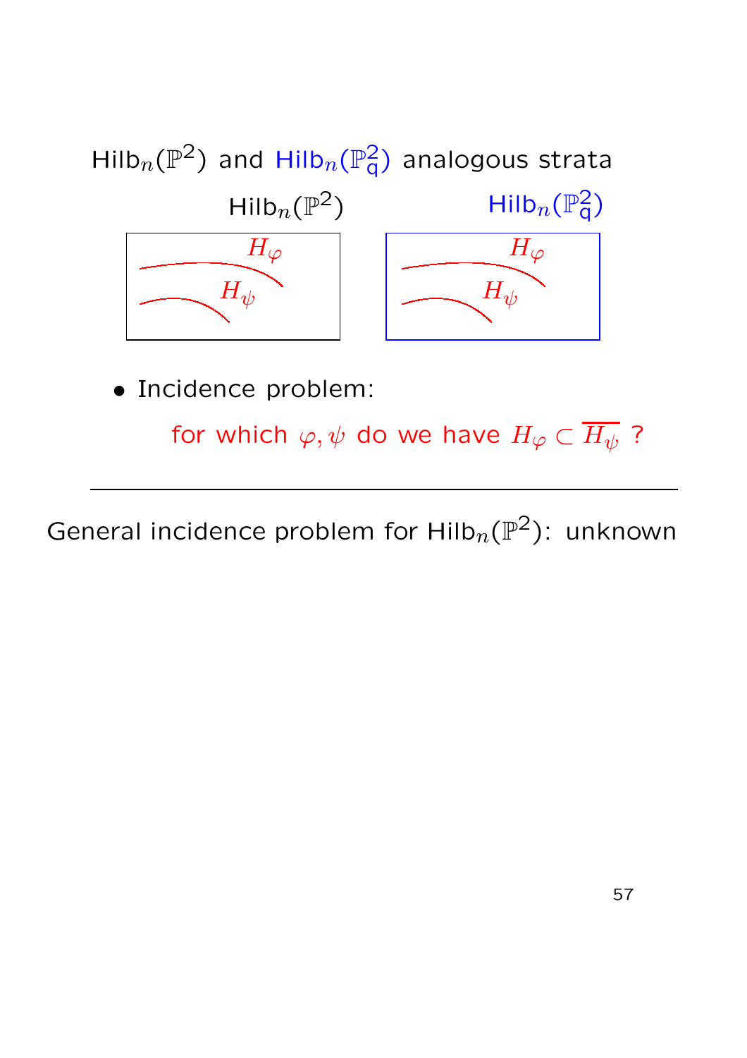## $\mathrm{Hilb}_n(\mathbb{P}^2)$ and $\mathrm{Hilb}_n(\mathbb{P}^2_{\mathsf{q}})$ analogous strata

$\mathrm{Hilb}_n(\mathbb{P}^2)$ $\qquad$ $\mathrm{Hilb}_n(\mathbb{P}^2_{\mathsf{q}})$

$H_\varphi$ $\qquad$ $H_\varphi$

$H_\psi$ $\qquad$ $H_\psi$

- Incidence problem:

  for which $\varphi, \psi$ do we have $H_\varphi \subset \overline{H_\psi}$ ?

---

General incidence problem for $\mathrm{Hilb}_n(\mathbb{P}^2)$: unknown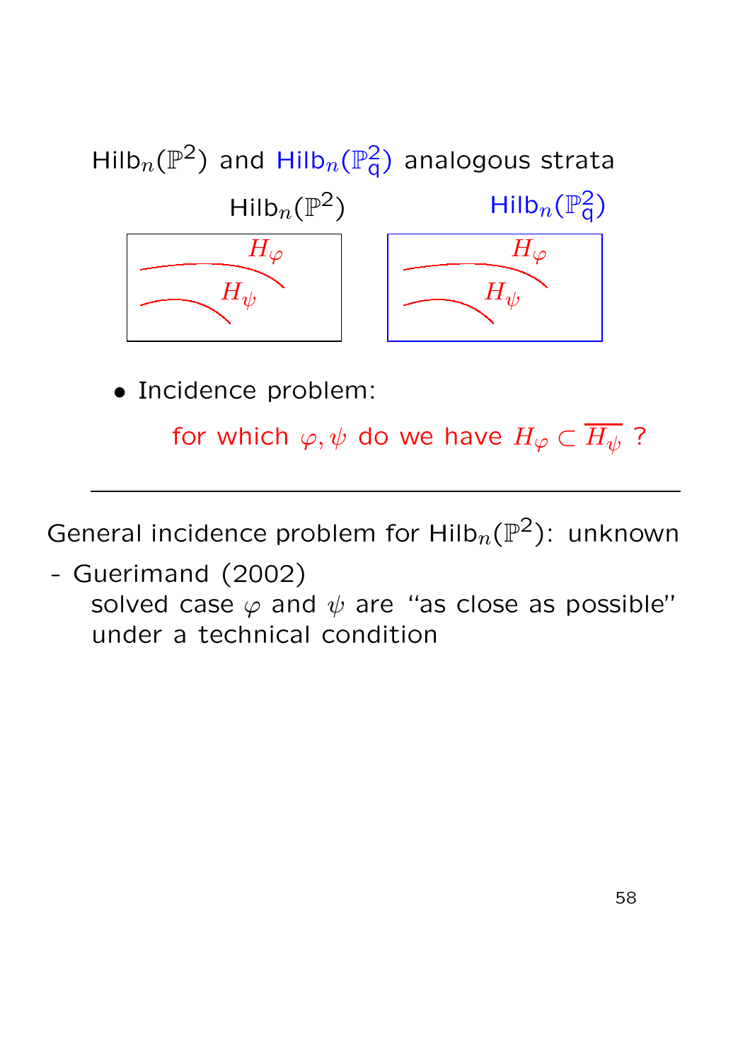## $\mathrm{Hilb}_n(\mathbb{P}^2)$ and $\mathrm{Hilb}_n(\mathbb{P}^2_{\mathsf{q}})$ analogous strata

$\mathrm{Hilb}_n(\mathbb{P}^2)$ $\qquad$ $\mathrm{Hilb}_n(\mathbb{P}^2_{\mathsf{q}})$

$H_\varphi$ $\qquad$ $H_\varphi$

$H_\psi$ $\qquad$ $H_\psi$

- Incidence problem:

  for which $\varphi, \psi$ do we have $H_\varphi \subset \overline{H_\psi}$ ?

---

General incidence problem for $\mathrm{Hilb}_n(\mathbb{P}^2)$: unknown

- Guerimand (2002)
  solved case $\varphi$ and $\psi$ are "as close as possible" under a technical condition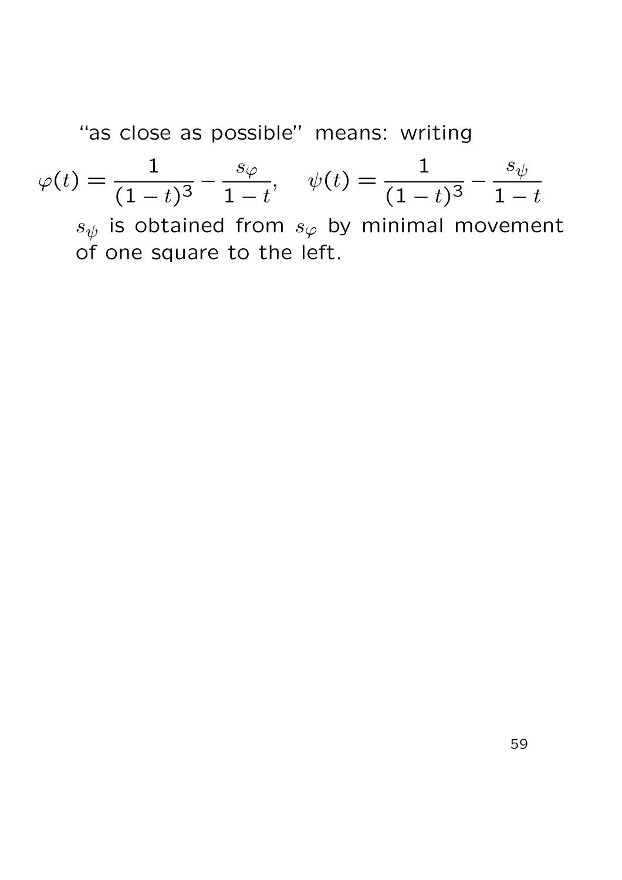"as close as possible" means: writing

$$\varphi(t) = \frac{1}{(1-t)^3} - \frac{s_\varphi}{1-t}, \quad \psi(t) = \frac{1}{(1-t)^3} - \frac{s_\psi}{1-t}$$

$s_\psi$ is obtained from $s_\varphi$ by minimal movement of one square to the left.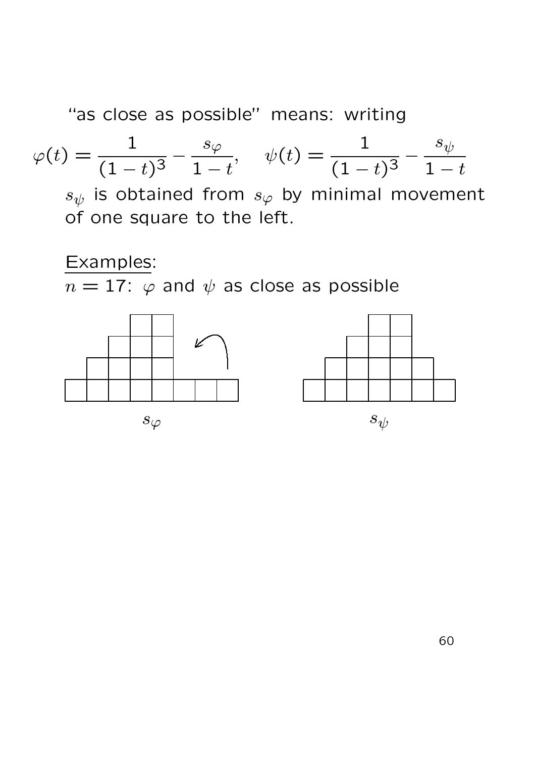"as close as possible" means: writing

$$\varphi(t) = \frac{1}{(1-t)^3} - \frac{s_\varphi}{1-t}, \quad \psi(t) = \frac{1}{(1-t)^3} - \frac{s_\psi}{1-t}$$

$s_\psi$ is obtained from $s_\varphi$ by minimal movement of one square to the left.

<u>Examples</u>:

$n = 17$: $\varphi$ and $\psi$ as close as possible

$s_\varphi$ $\qquad\qquad$ $s_\psi$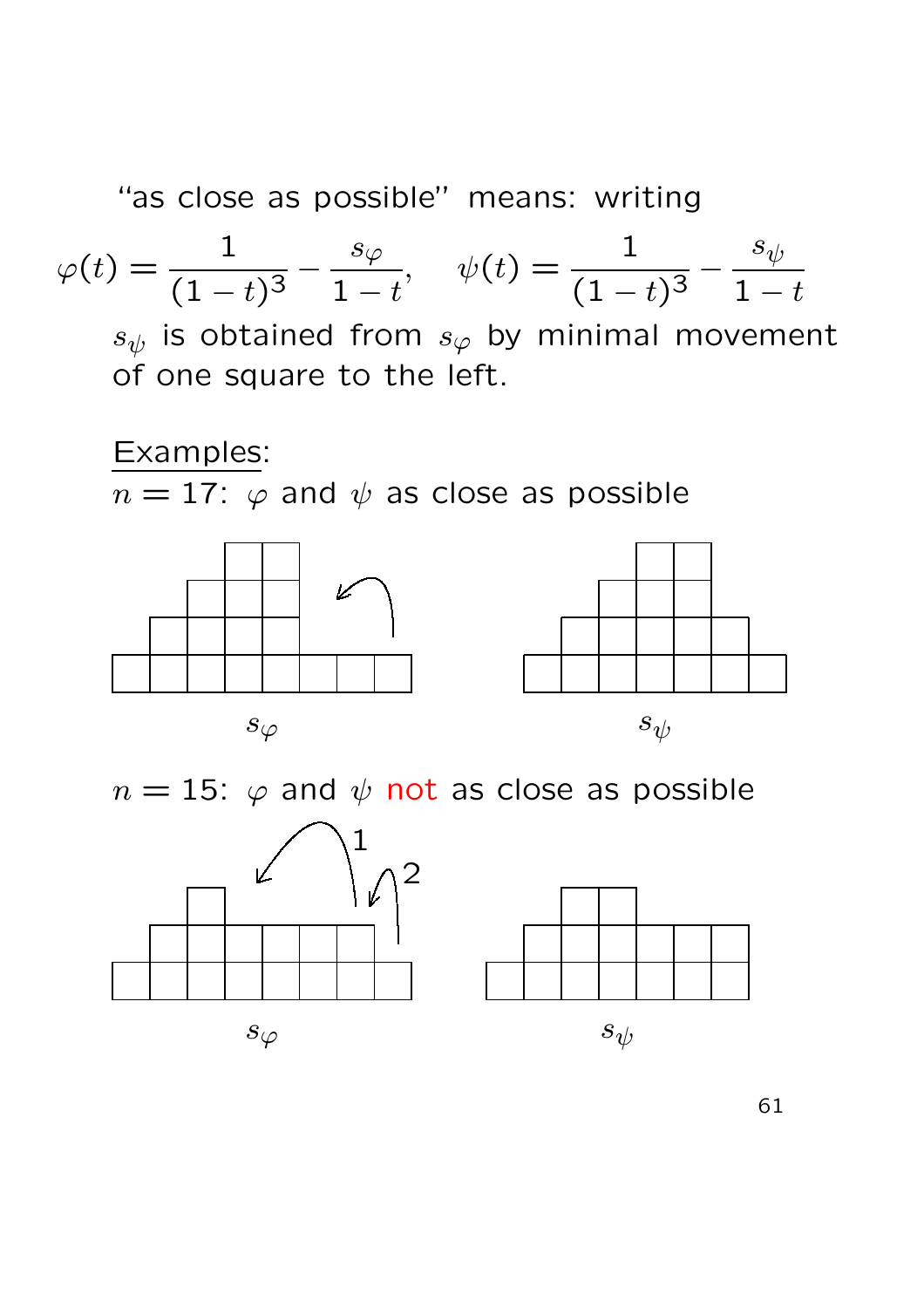"as close as possible" means: writing

$$\varphi(t) = \frac{1}{(1-t)^3} - \frac{s_\varphi}{1-t}, \quad \psi(t) = \frac{1}{(1-t)^3} - \frac{s_\psi}{1-t}$$

$s_\psi$ is obtained from $s_\varphi$ by minimal movement of one square to the left.

<u>Examples</u>:

$n = 17$: $\varphi$ and $\psi$ as close as possible

$s_\varphi$ $\qquad$ $s_\psi$

$n = 15$: $\varphi$ and $\psi$ not as close as possible

1 $\quad$ 2

$s_\varphi$ $\qquad$ $s_\psi$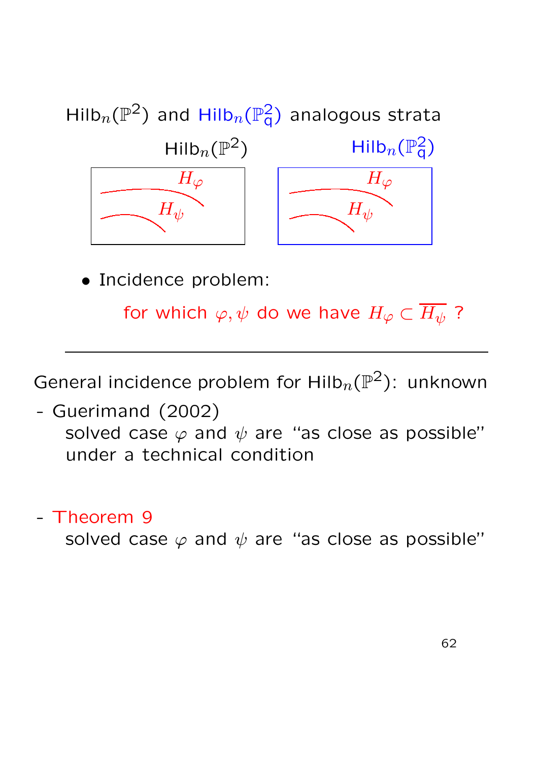## $\mathrm{Hilb}_n(\mathbb{P}^2)$ and $\mathrm{Hilb}_n(\mathbb{P}^2_q)$ analogous strata

$\mathrm{Hilb}_n(\mathbb{P}^2)$ $\qquad$ $\mathrm{Hilb}_n(\mathbb{P}^2_q)$

$H_\varphi$ $\quad$ $H_\psi$ $\qquad$ $H_\varphi$ $\quad$ $H_\psi$

- Incidence problem:

  for which $\varphi, \psi$ do we have $H_\varphi \subset \overline{H_\psi}$ ?

---

General incidence problem for $\mathrm{Hilb}_n(\mathbb{P}^2)$: unknown

- Guerimand (2002)
  solved case $\varphi$ and $\psi$ are "as close as possible" under a technical condition

- Theorem 9
  solved case $\varphi$ and $\psi$ are "as close as possible"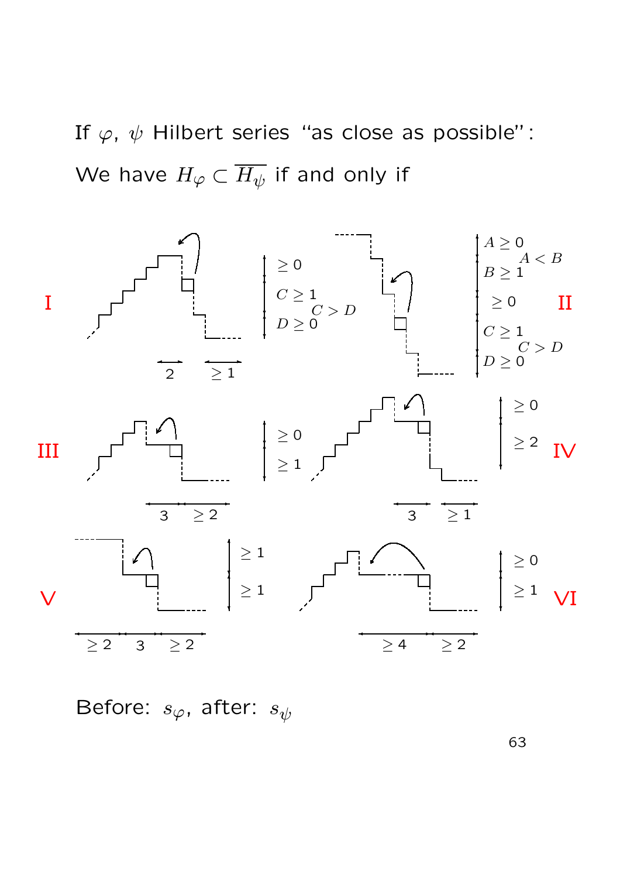If $\varphi$, $\psi$ Hilbert series "as close as possible":

We have $H_\varphi \subset \overline{H_\psi}$ if and only if

I

$\geq 0$

$C \geq 1$

$C > D$

$D \geq 0$

2 $\quad \geq 1$

II

$A \geq 0$

$A < B$

$B \geq 1$

$\geq 0$

$C \geq 1$

$C > D$

$D \geq 0$

III

$\geq 0$

$\geq 1$

3 $\quad \geq 2$

IV

$\geq 0$

$\geq 2$

3 $\quad \geq 1$

V

$\geq 1$

$\geq 1$

$\geq 2 \quad$ 3 $\quad \geq 2$

VI

$\geq 0$

$\geq 1$

$\geq 4 \quad \geq 2$

Before: $s_\varphi$, after: $s_\psi$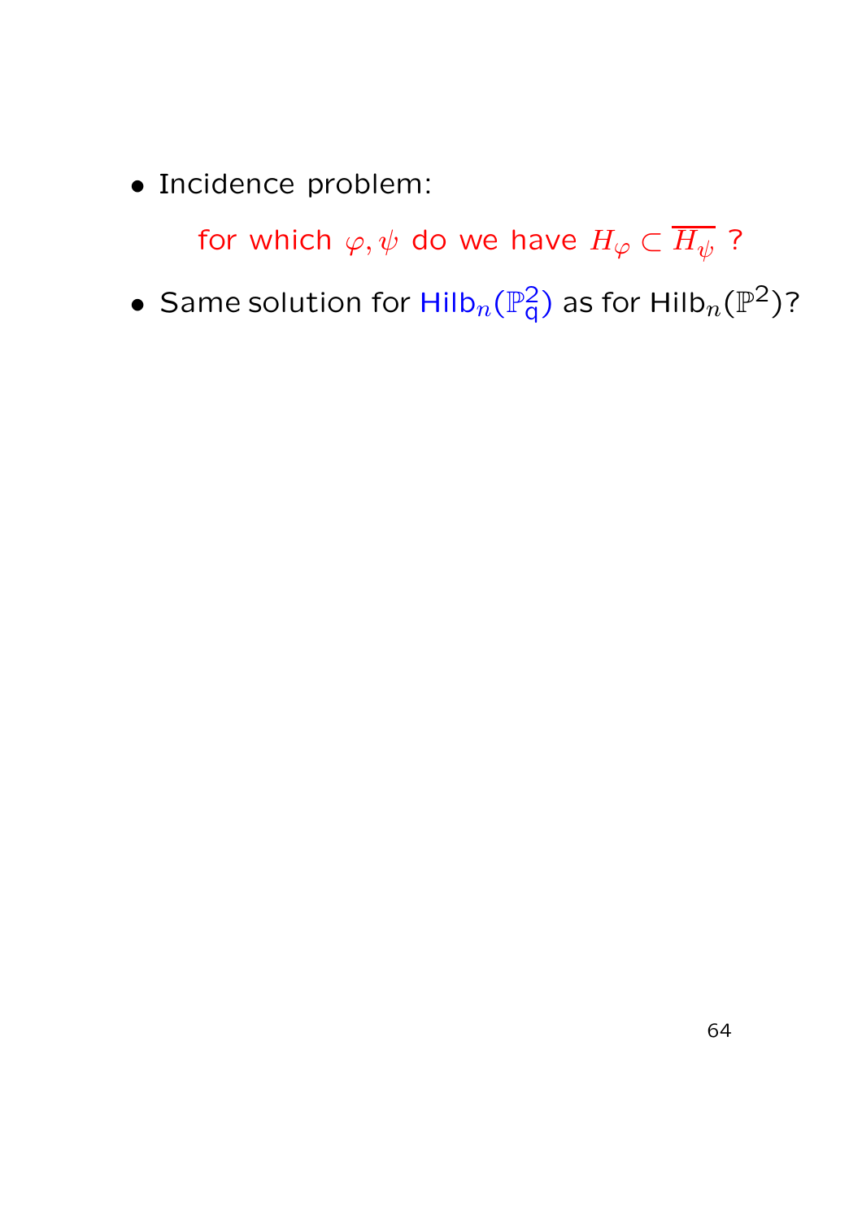- Incidence problem:

  for which $\varphi, \psi$ do we have $H_\varphi \subset \overline{H_\psi}$ ?

- Same solution for $\mathrm{Hilb}_n(\mathbb{P}^2_{\mathsf{q}})$ as for $\mathrm{Hilb}_n(\mathbb{P}^2)$?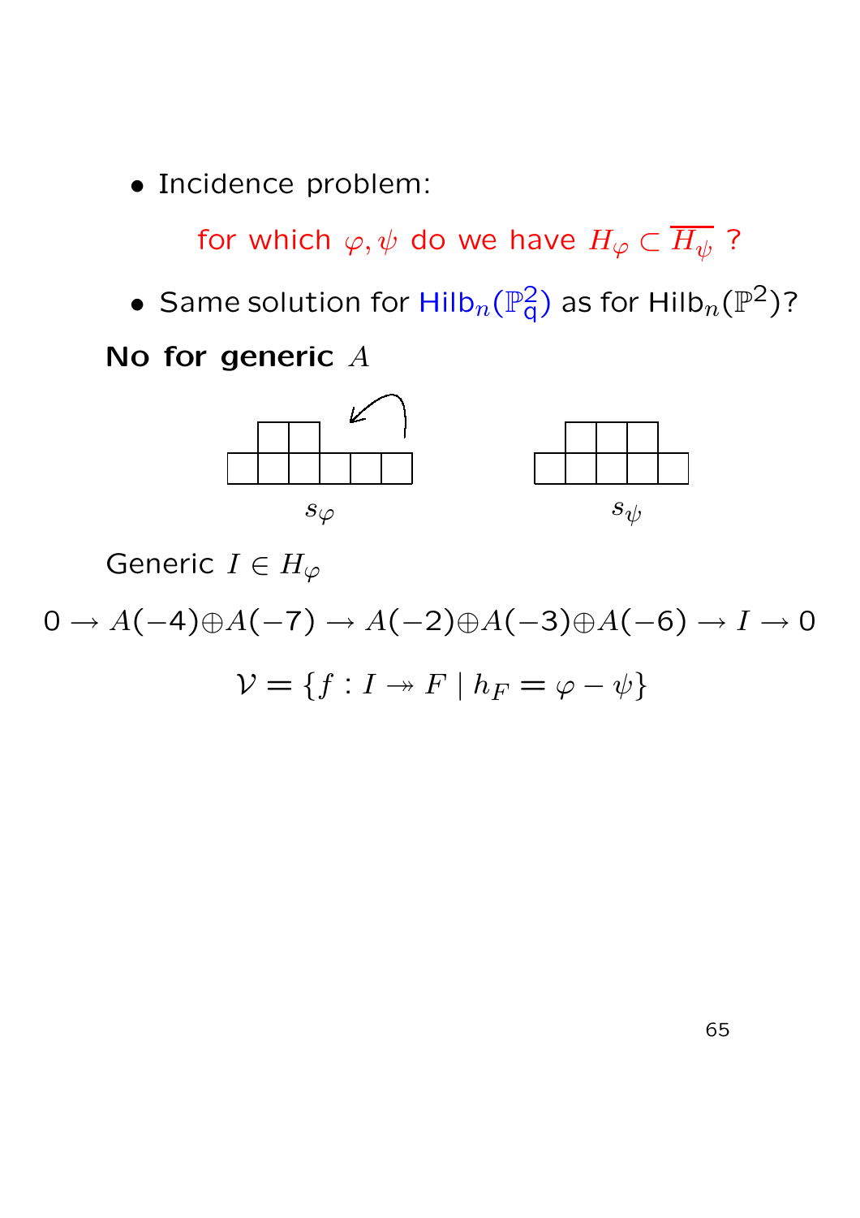- Incidence problem:

  for which $\varphi, \psi$ do we have $H_\varphi \subset \overline{H_\psi}$ ?

- Same solution for $\mathrm{Hilb}_n(\mathbb{P}^2_{\mathsf{q}})$ as for $\mathrm{Hilb}_n(\mathbb{P}^2)$?

**No for generic $A$**

$s_\varphi$ $\qquad\qquad$ $s_\psi$

Generic $I \in H_\varphi$

$$0 \to A(-4) \oplus A(-7) \to A(-2) \oplus A(-3) \oplus A(-6) \to I \to 0$$

$$\mathcal{V} = \{f : I \twoheadrightarrow F \mid h_F = \varphi - \psi\}$$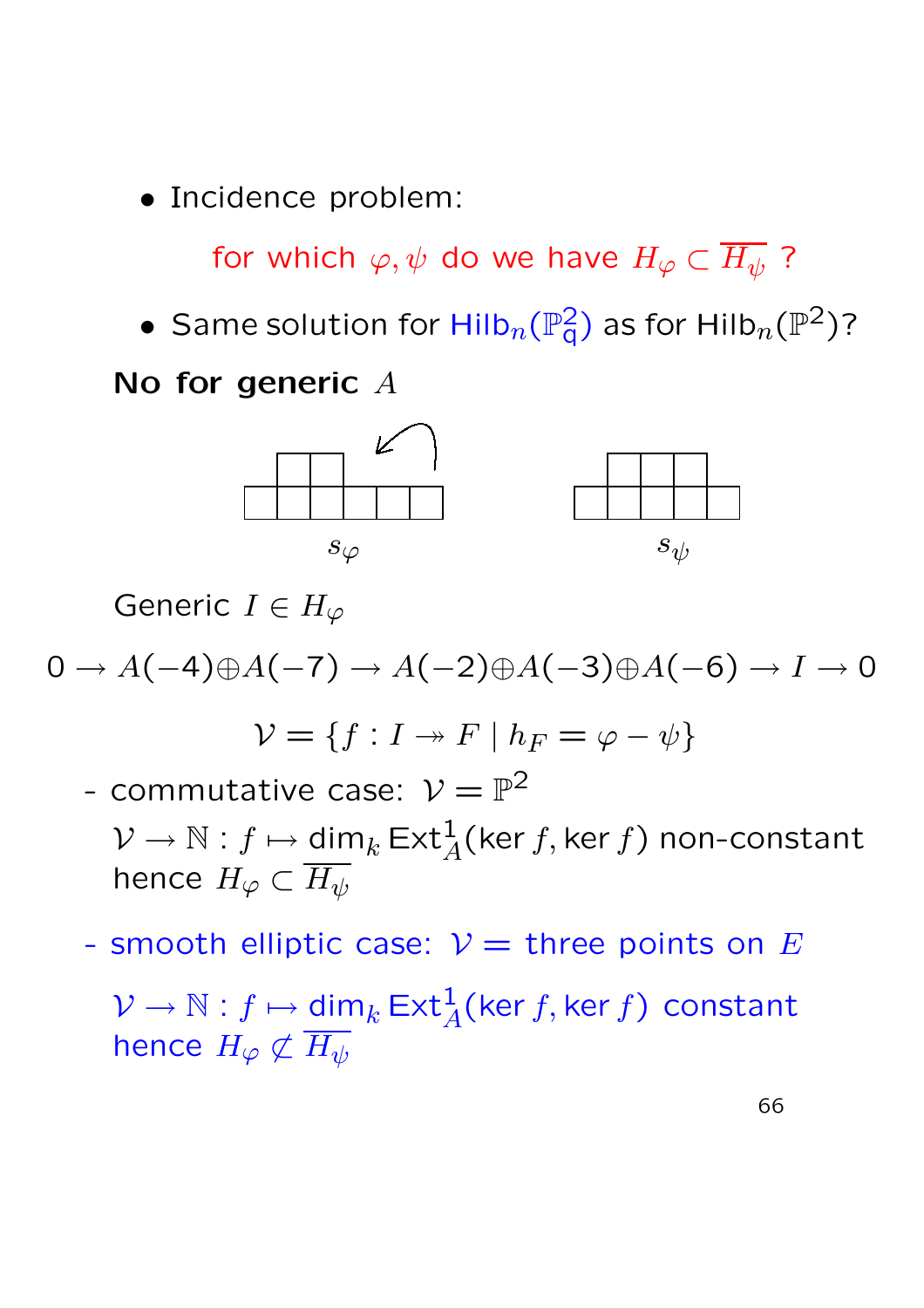- Incidence problem:

  for which $\varphi, \psi$ do we have $H_\varphi \subset \overline{H_\psi}$ ?

- Same solution for $\mathrm{Hilb}_n(\mathbb{P}^2_q)$ as for $\mathrm{Hilb}_n(\mathbb{P}^2)$?

**No for generic $A$**

$s_\varphi$ $\quad\quad$ $s_\psi$

Generic $I \in H_\varphi$

$$0 \to A(-4) \oplus A(-7) \to A(-2) \oplus A(-3) \oplus A(-6) \to I \to 0$$

$$\mathcal{V} = \{f : I \twoheadrightarrow F \mid h_F = \varphi - \psi\}$$

- commutative case: $\mathcal{V} = \mathbb{P}^2$

  $\mathcal{V} \to \mathbb{N} : f \mapsto \dim_k \mathrm{Ext}^1_A(\ker f, \ker f)$ non-constant hence $H_\varphi \subset \overline{H_\psi}$

- smooth elliptic case: $\mathcal{V} =$ three points on $E$

  $\mathcal{V} \to \mathbb{N} : f \mapsto \dim_k \mathrm{Ext}^1_A(\ker f, \ker f)$ constant hence $H_\varphi \not\subset \overline{H_\psi}$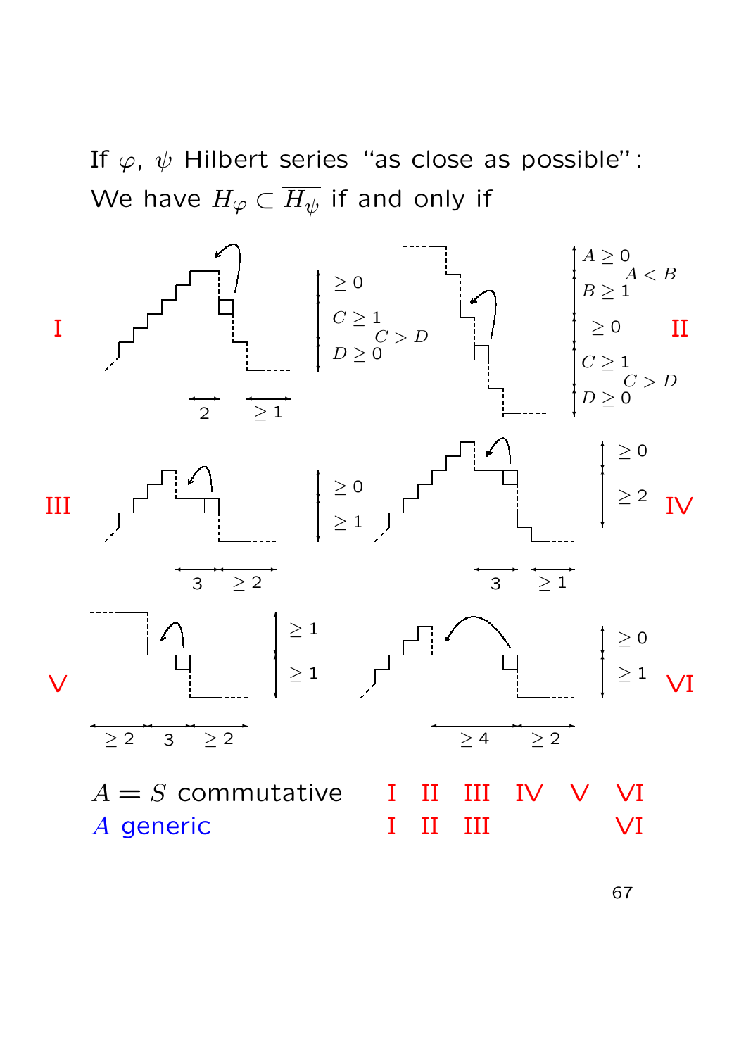If $\varphi$, $\psi$ Hilbert series "as close as possible":
We have $H_\varphi \subset \overline{H_\psi}$ if and only if

I

$\geq 0$

$C \geq 1$

$C > D$

$D \geq 0$

2

$\geq 1$

II

$A \geq 0$

$A < B$

$B \geq 1$

$\geq 0$

$C \geq 1$

$C > D$

$D \geq 0$

III

$\geq 0$

$\geq 1$

3

$\geq 2$

IV

$\geq 0$

$\geq 2$

3

$\geq 1$

V

$\geq 1$

$\geq 1$

$\geq 2$

3

$\geq 2$

VI

$\geq 0$

$\geq 1$

$\geq 4$

$\geq 2$

| | | | | | | |
|---|---|---|---|---|---|---|
| $A = S$ commutative | I | II | III | IV | V | VI |
| $A$ generic | I | II | III | | | VI |